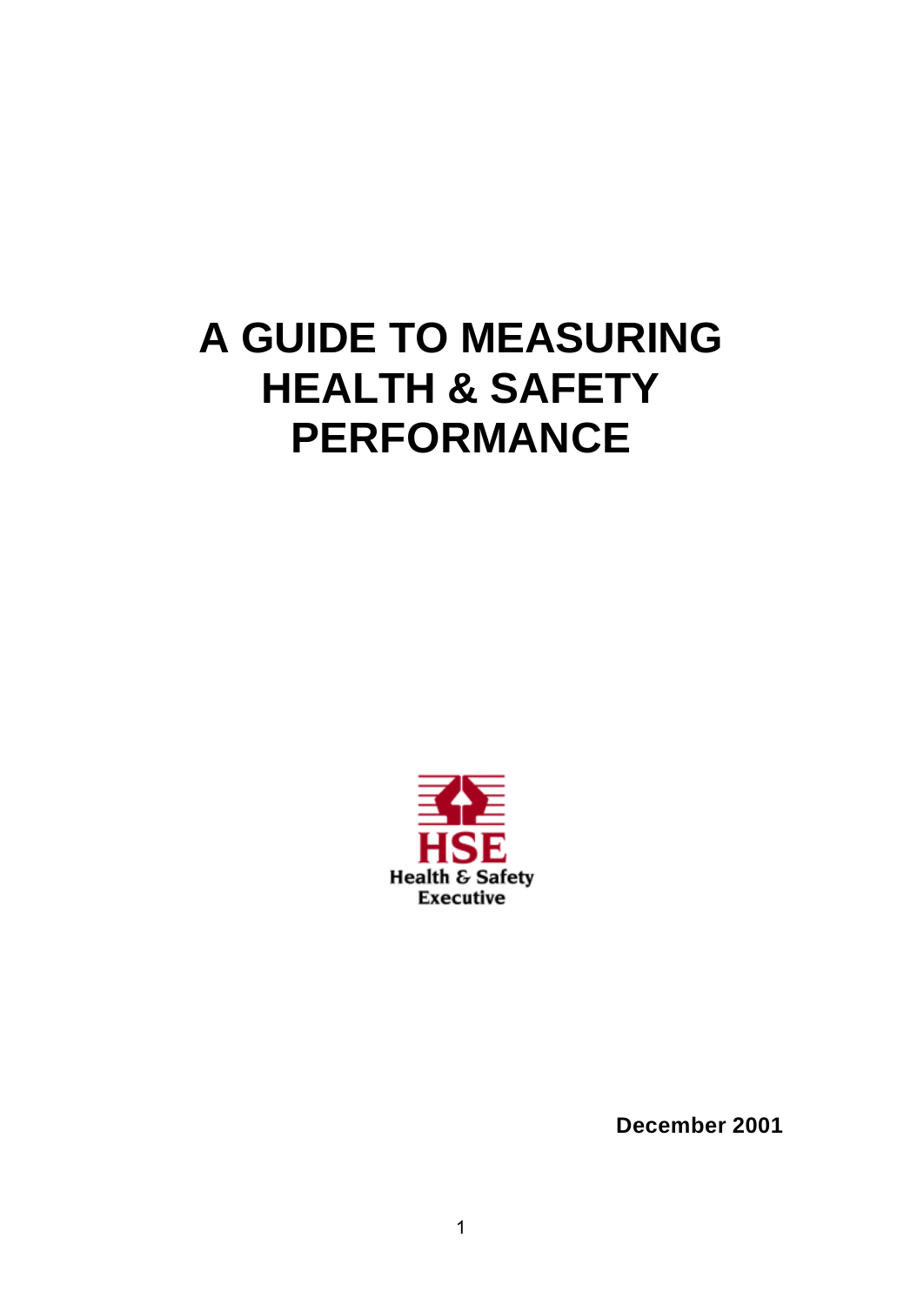# A GUIDE TO MEASURING HEALTH & SAFETY PERFORMANCE

HSE
Health & Safety Executive

**December 2001**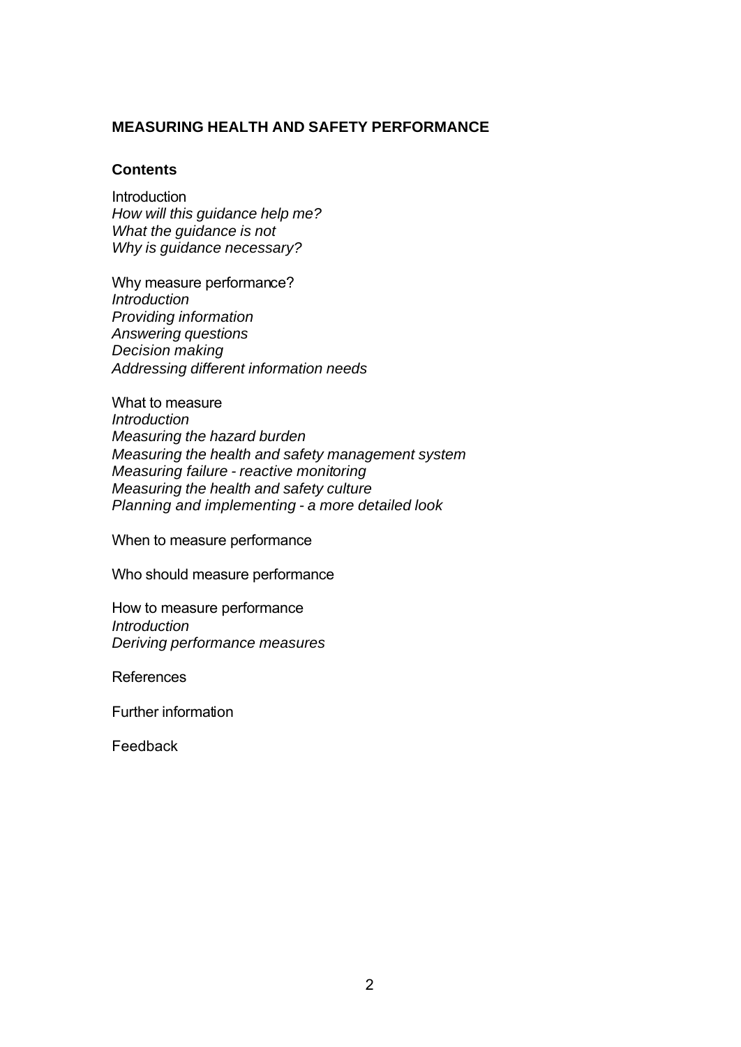## MEASURING HEALTH AND SAFETY PERFORMANCE

### Contents

Introduction
*How will this guidance help me?*
*What the guidance is not*
*Why is guidance necessary?*

Why measure performance?
*Introduction*
*Providing information*
*Answering questions*
*Decision making*
*Addressing different information needs*

What to measure
*Introduction*
*Measuring the hazard burden*
*Measuring the health and safety management system*
*Measuring failure - reactive monitoring*
*Measuring the health and safety culture*
*Planning and implementing - a more detailed look*

When to measure performance

Who should measure performance

How to measure performance
*Introduction*
*Deriving performance measures*

References

Further information

Feedback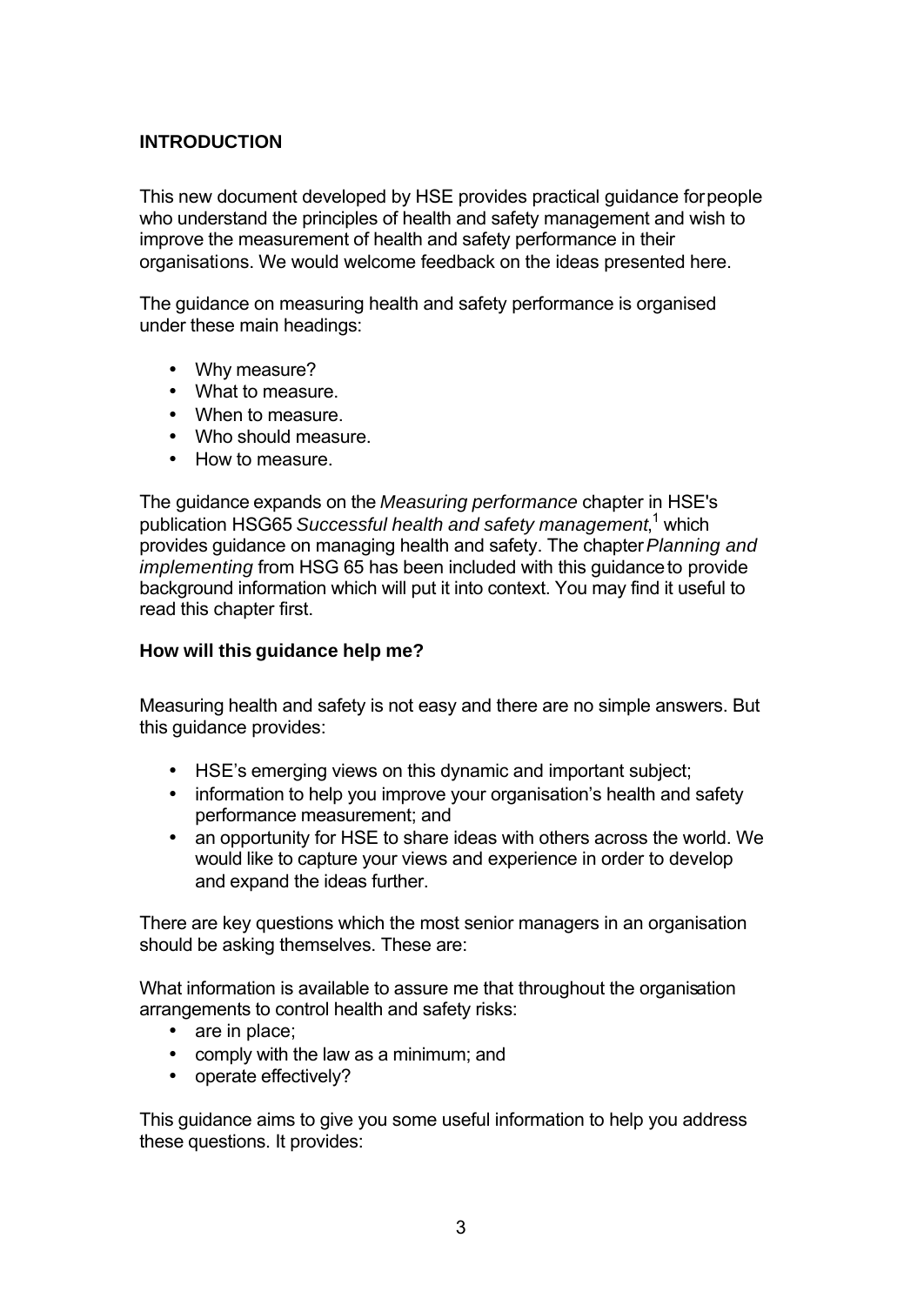## INTRODUCTION

This new document developed by HSE provides practical guidance for people who understand the principles of health and safety management and wish to improve the measurement of health and safety performance in their organisations. We would welcome feedback on the ideas presented here.

The guidance on measuring health and safety performance is organised under these main headings:

- Why measure?
- What to measure.
- When to measure.
- Who should measure.
- How to measure.

The guidance expands on the *Measuring performance* chapter in HSE's publication HSG65 *Successful health and safety management*,[1] which provides guidance on managing health and safety. The chapter *Planning and implementing* from HSG 65 has been included with this guidance to provide background information which will put it into context. You may find it useful to read this chapter first.

### How will this guidance help me?

Measuring health and safety is not easy and there are no simple answers. But this guidance provides:

- HSE's emerging views on this dynamic and important subject;
- information to help you improve your organisation's health and safety performance measurement; and
- an opportunity for HSE to share ideas with others across the world. We would like to capture your views and experience in order to develop and expand the ideas further.

There are key questions which the most senior managers in an organisation should be asking themselves. These are:

What information is available to assure me that throughout the organisation arrangements to control health and safety risks:

- are in place;
- comply with the law as a minimum; and
- operate effectively?

This guidance aims to give you some useful information to help you address these questions. It provides: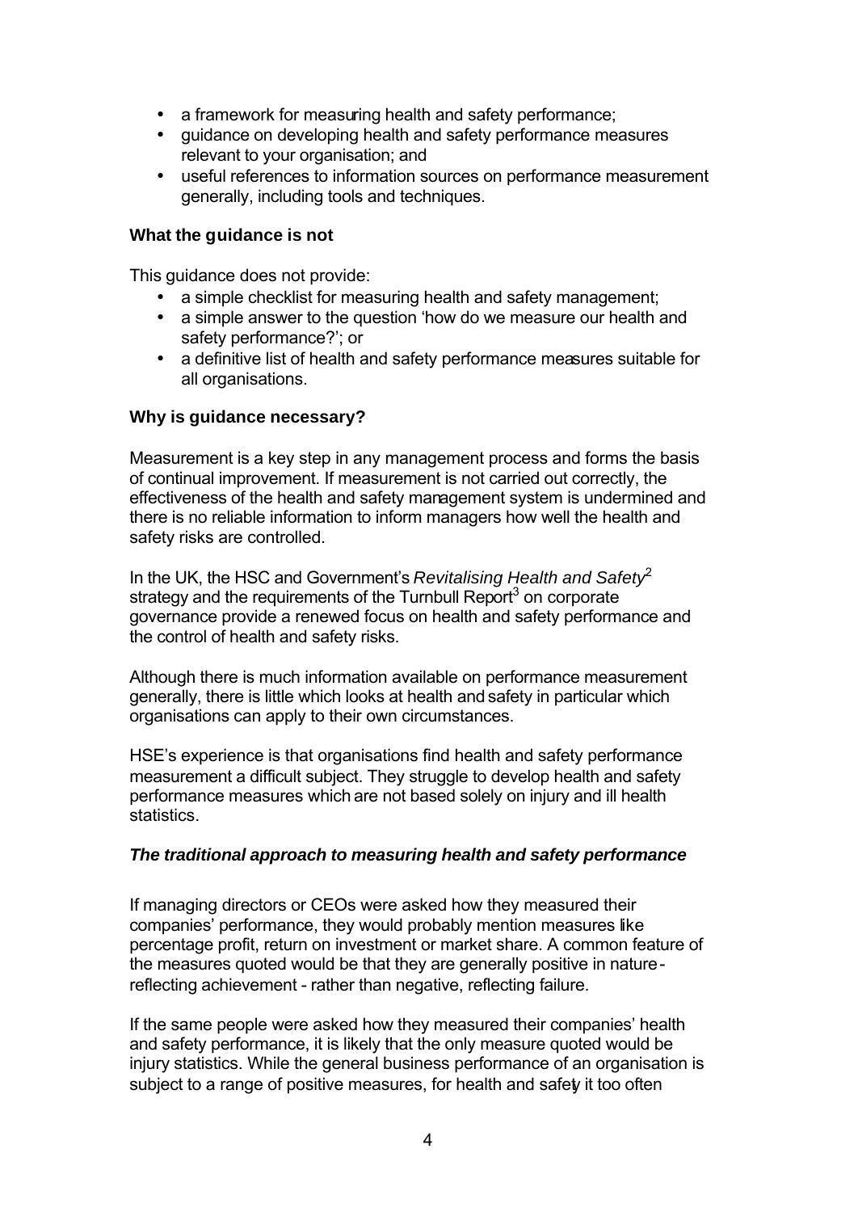- a framework for measuring health and safety performance;
- guidance on developing health and safety performance measures relevant to your organisation; and
- useful references to information sources on performance measurement generally, including tools and techniques.

### What the guidance is not

This guidance does not provide:

- a simple checklist for measuring health and safety management;
- a simple answer to the question 'how do we measure our health and safety performance?'; or
- a definitive list of health and safety performance measures suitable for all organisations.

### Why is guidance necessary?

Measurement is a key step in any management process and forms the basis of continual improvement. If measurement is not carried out correctly, the effectiveness of the health and safety management system is undermined and there is no reliable information to inform managers how well the health and safety risks are controlled.

In the UK, the HSC and Government's *Revitalising Health and Safety*[2] strategy and the requirements of the Turnbull Report[3] on corporate governance provide a renewed focus on health and safety performance and the control of health and safety risks.

Although there is much information available on performance measurement generally, there is little which looks at health and safety in particular which organisations can apply to their own circumstances.

HSE's experience is that organisations find health and safety performance measurement a difficult subject. They struggle to develop health and safety performance measures which are not based solely on injury and ill health statistics.

#### *The traditional approach to measuring health and safety performance*

If managing directors or CEOs were asked how they measured their companies' performance, they would probably mention measures like percentage profit, return on investment or market share. A common feature of the measures quoted would be that they are generally positive in nature - reflecting achievement - rather than negative, reflecting failure.

If the same people were asked how they measured their companies' health and safety performance, it is likely that the only measure quoted would be injury statistics. While the general business performance of an organisation is subject to a range of positive measures, for health and safety it too often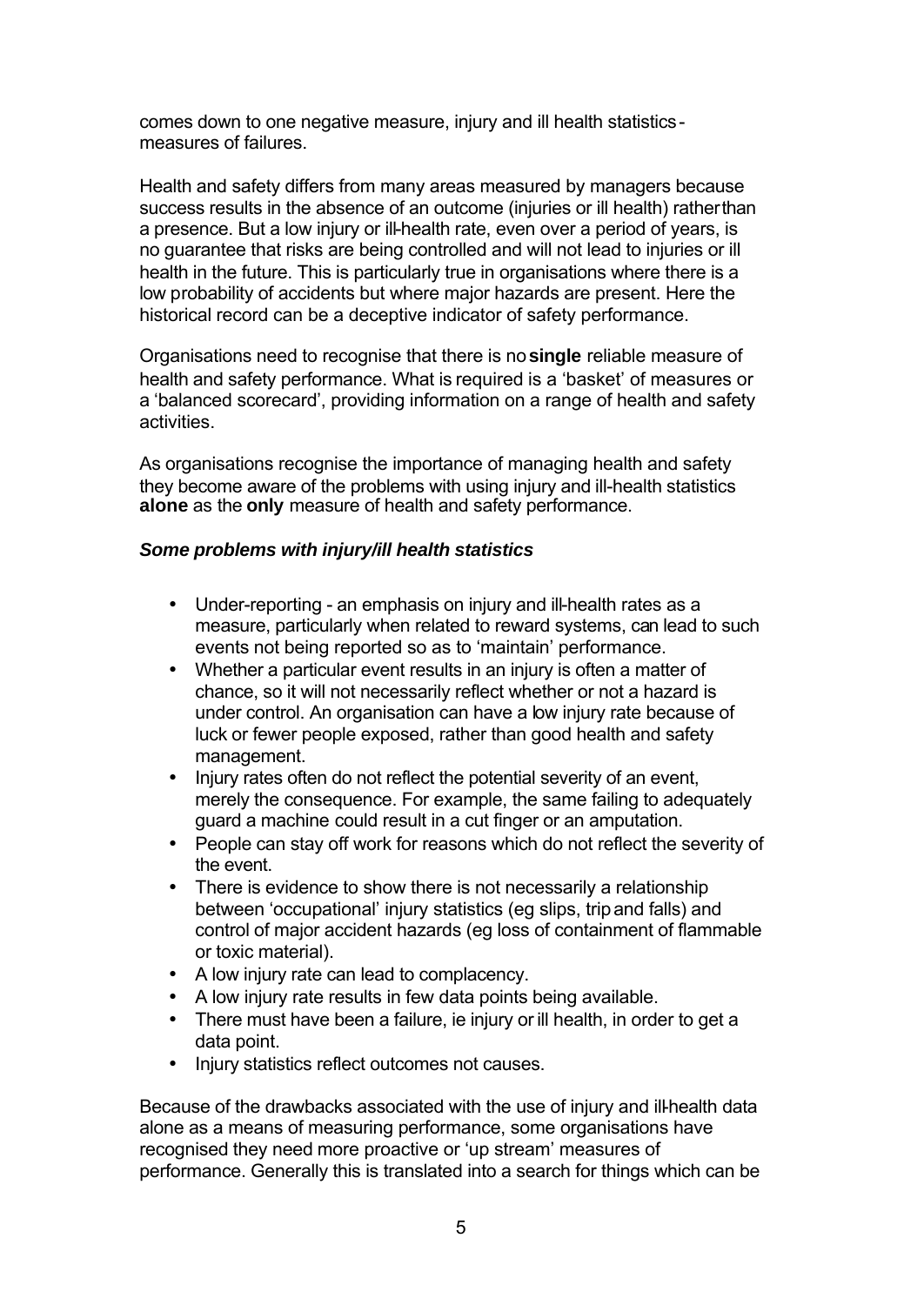comes down to one negative measure, injury and ill health statistics - measures of failures.

Health and safety differs from many areas measured by managers because success results in the absence of an outcome (injuries or ill health) rather than a presence. But a low injury or ill-health rate, even over a period of years, is no guarantee that risks are being controlled and will not lead to injuries or ill health in the future. This is particularly true in organisations where there is a low probability of accidents but where major hazards are present. Here the historical record can be a deceptive indicator of safety performance.

Organisations need to recognise that there is no **single** reliable measure of health and safety performance. What is required is a 'basket' of measures or a 'balanced scorecard', providing information on a range of health and safety activities.

As organisations recognise the importance of managing health and safety they become aware of the problems with using injury and ill-health statistics **alone** as the **only** measure of health and safety performance.

***Some problems with injury/ill health statistics***

- Under-reporting - an emphasis on injury and ill-health rates as a measure, particularly when related to reward systems, can lead to such events not being reported so as to 'maintain' performance.
- Whether a particular event results in an injury is often a matter of chance, so it will not necessarily reflect whether or not a hazard is under control. An organisation can have a low injury rate because of luck or fewer people exposed, rather than good health and safety management.
- Injury rates often do not reflect the potential severity of an event, merely the consequence. For example, the same failing to adequately guard a machine could result in a cut finger or an amputation.
- People can stay off work for reasons which do not reflect the severity of the event.
- There is evidence to show there is not necessarily a relationship between 'occupational' injury statistics (eg slips, trip and falls) and control of major accident hazards (eg loss of containment of flammable or toxic material).
- A low injury rate can lead to complacency.
- A low injury rate results in few data points being available.
- There must have been a failure, ie injury or ill health, in order to get a data point.
- Injury statistics reflect outcomes not causes.

Because of the drawbacks associated with the use of injury and ill-health data alone as a means of measuring performance, some organisations have recognised they need more proactive or 'up stream' measures of performance. Generally this is translated into a search for things which can be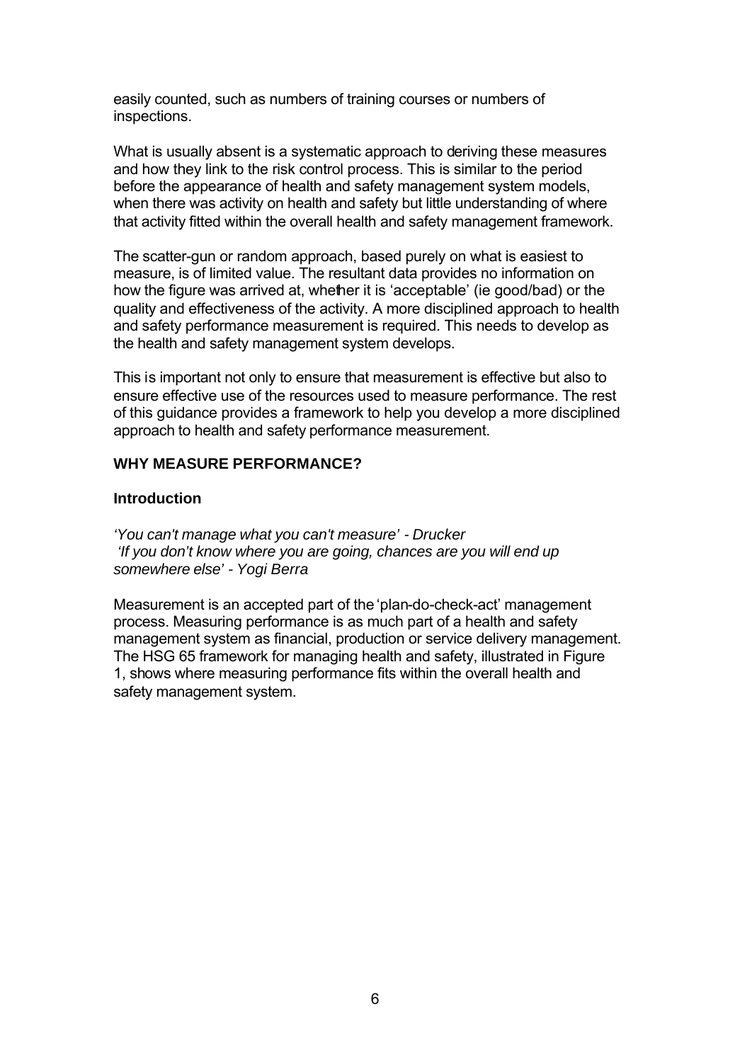easily counted, such as numbers of training courses or numbers of inspections.

What is usually absent is a systematic approach to deriving these measures and how they link to the risk control process. This is similar to the period before the appearance of health and safety management system models, when there was activity on health and safety but little understanding of where that activity fitted within the overall health and safety management framework.

The scatter-gun or random approach, based purely on what is easiest to measure, is of limited value. The resultant data provides no information on how the figure was arrived at, whether it is 'acceptable' (ie good/bad) or the quality and effectiveness of the activity. A more disciplined approach to health and safety performance measurement is required. This needs to develop as the health and safety management system develops.

This is important not only to ensure that measurement is effective but also to ensure effective use of the resources used to measure performance. The rest of this guidance provides a framework to help you develop a more disciplined approach to health and safety performance measurement.

## WHY MEASURE PERFORMANCE?

### Introduction

*'You can't manage what you can't measure' - Drucker*
*'If you don't know where you are going, chances are you will end up somewhere else' - Yogi Berra*

Measurement is an accepted part of the 'plan-do-check-act' management process. Measuring performance is as much part of a health and safety management system as financial, production or service delivery management. The HSG 65 framework for managing health and safety, illustrated in Figure 1, shows where measuring performance fits within the overall health and safety management system.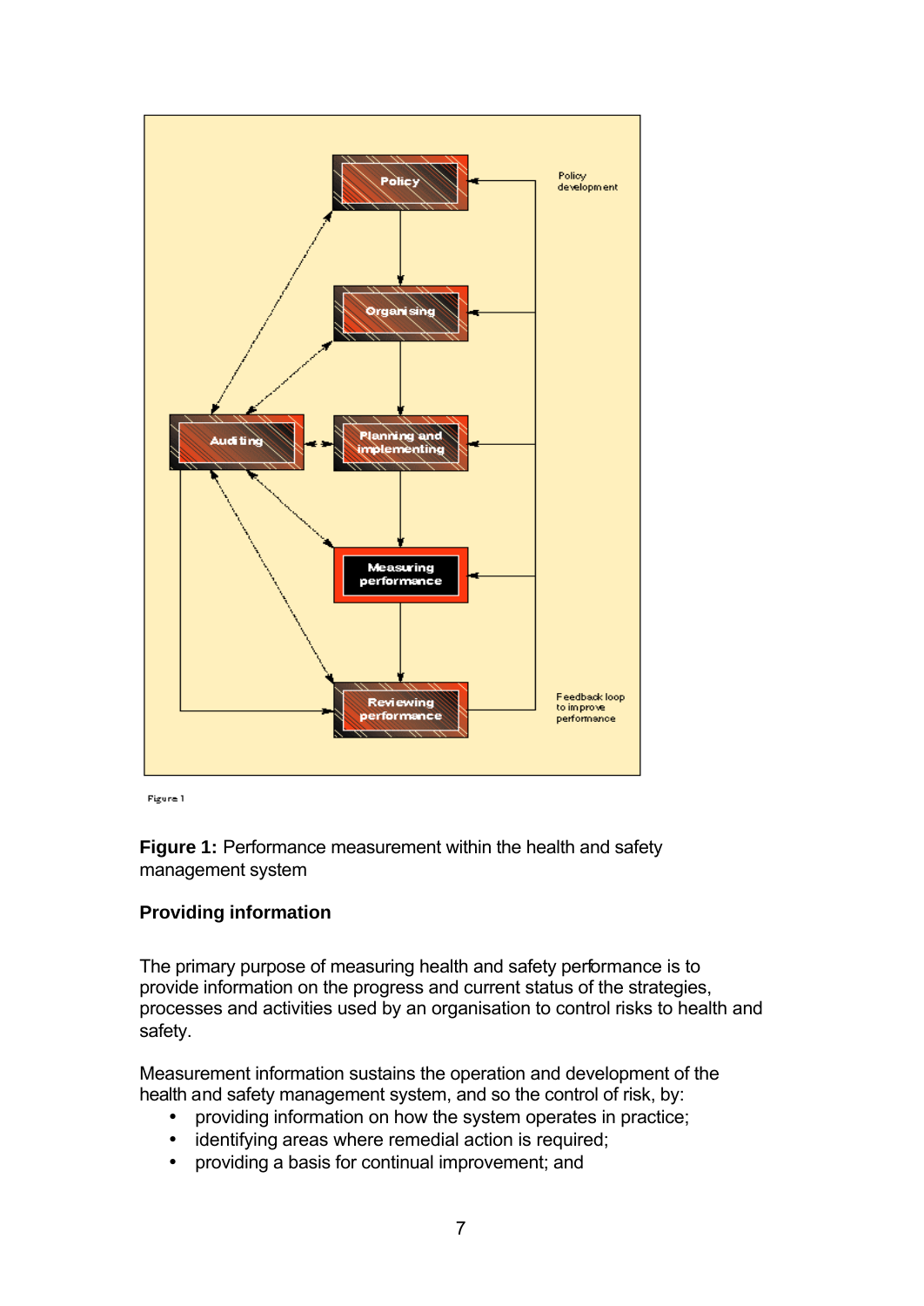**Figure 1:** Performance measurement within the health and safety management system

**Providing information**

The primary purpose of measuring health and safety performance is to provide information on the progress and current status of the strategies, processes and activities used by an organisation to control risks to health and safety.

Measurement information sustains the operation and development of the health and safety management system, and so the control of risk, by:

- providing information on how the system operates in practice;
- identifying areas where remedial action is required;
- providing a basis for continual improvement; and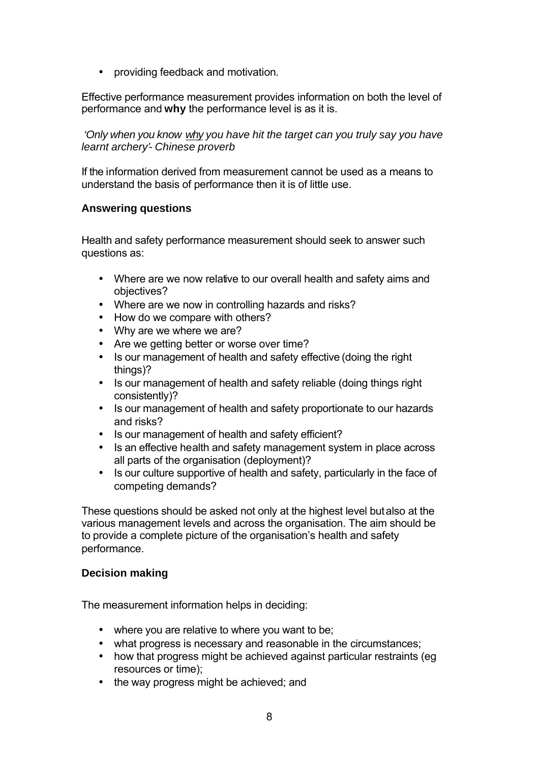- providing feedback and motivation.

Effective performance measurement provides information on both the level of performance and **why** the performance level is as it is.

*'Only when you know <u>why</u> you have hit the target can you truly say you have learnt archery'- Chinese proverb*

If the information derived from measurement cannot be used as a means to understand the basis of performance then it is of little use.

### Answering questions

Health and safety performance measurement should seek to answer such questions as:

- Where are we now relative to our overall health and safety aims and objectives?
- Where are we now in controlling hazards and risks?
- How do we compare with others?
- Why are we where we are?
- Are we getting better or worse over time?
- Is our management of health and safety effective (doing the right things)?
- Is our management of health and safety reliable (doing things right consistently)?
- Is our management of health and safety proportionate to our hazards and risks?
- Is our management of health and safety efficient?
- Is an effective health and safety management system in place across all parts of the organisation (deployment)?
- Is our culture supportive of health and safety, particularly in the face of competing demands?

These questions should be asked not only at the highest level but also at the various management levels and across the organisation. The aim should be to provide a complete picture of the organisation's health and safety performance.

### Decision making

The measurement information helps in deciding:

- where you are relative to where you want to be;
- what progress is necessary and reasonable in the circumstances;
- how that progress might be achieved against particular restraints (eg resources or time);
- the way progress might be achieved; and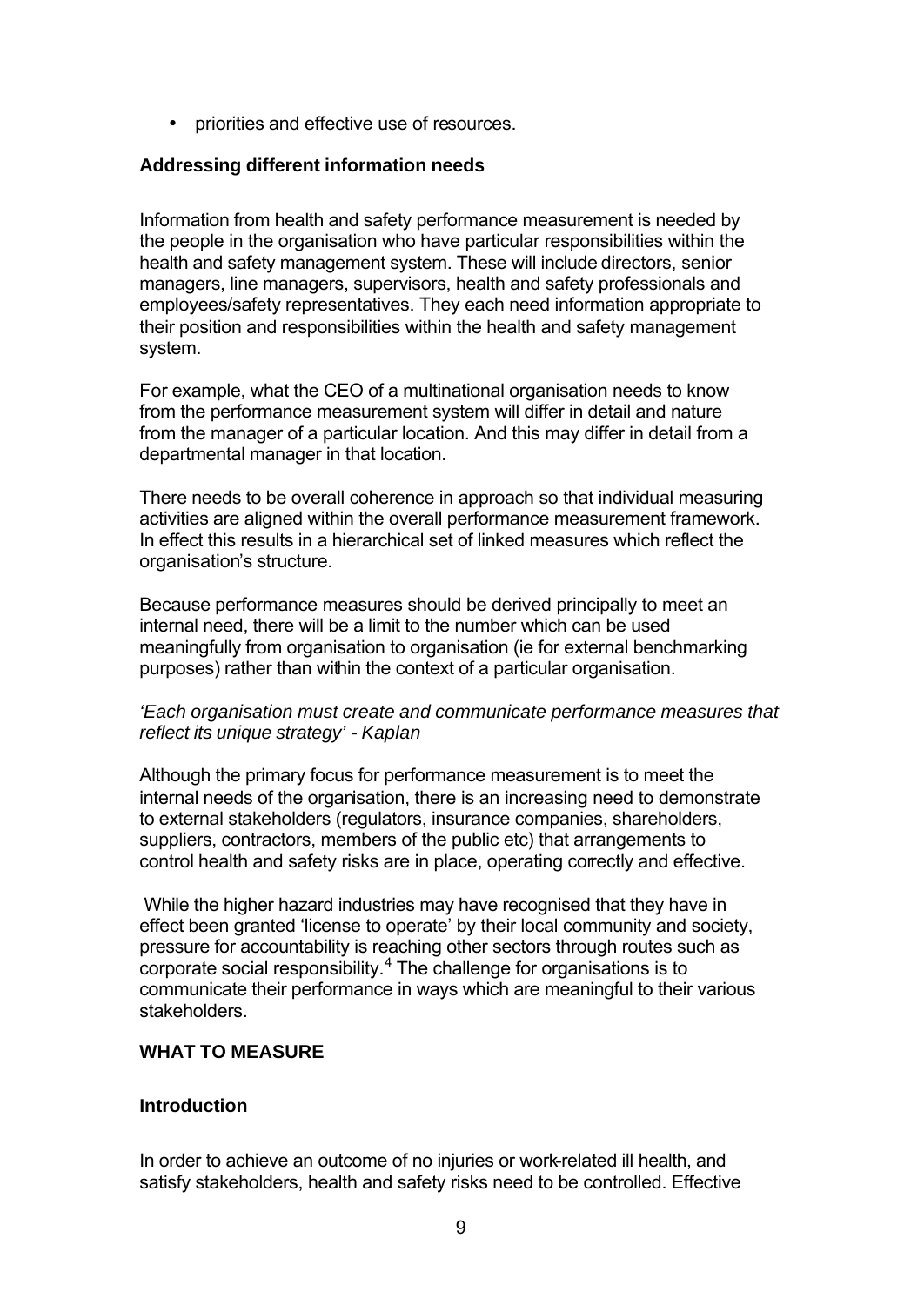- priorities and effective use of resources.

### Addressing different information needs

Information from health and safety performance measurement is needed by the people in the organisation who have particular responsibilities within the health and safety management system. These will include directors, senior managers, line managers, supervisors, health and safety professionals and employees/safety representatives. They each need information appropriate to their position and responsibilities within the health and safety management system.

For example, what the CEO of a multinational organisation needs to know from the performance measurement system will differ in detail and nature from the manager of a particular location. And this may differ in detail from a departmental manager in that location.

There needs to be overall coherence in approach so that individual measuring activities are aligned within the overall performance measurement framework. In effect this results in a hierarchical set of linked measures which reflect the organisation's structure.

Because performance measures should be derived principally to meet an internal need, there will be a limit to the number which can be used meaningfully from organisation to organisation (ie for external benchmarking purposes) rather than within the context of a particular organisation.

*'Each organisation must create and communicate performance measures that reflect its unique strategy' - Kaplan*

Although the primary focus for performance measurement is to meet the internal needs of the organisation, there is an increasing need to demonstrate to external stakeholders (regulators, insurance companies, shareholders, suppliers, contractors, members of the public etc) that arrangements to control health and safety risks are in place, operating correctly and effective.

While the higher hazard industries may have recognised that they have in effect been granted 'license to operate' by their local community and society, pressure for accountability is reaching other sectors through routes such as corporate social responsibility.[4] The challenge for organisations is to communicate their performance in ways which are meaningful to their various stakeholders.

## WHAT TO MEASURE

### Introduction

In order to achieve an outcome of no injuries or work-related ill health, and satisfy stakeholders, health and safety risks need to be controlled. Effective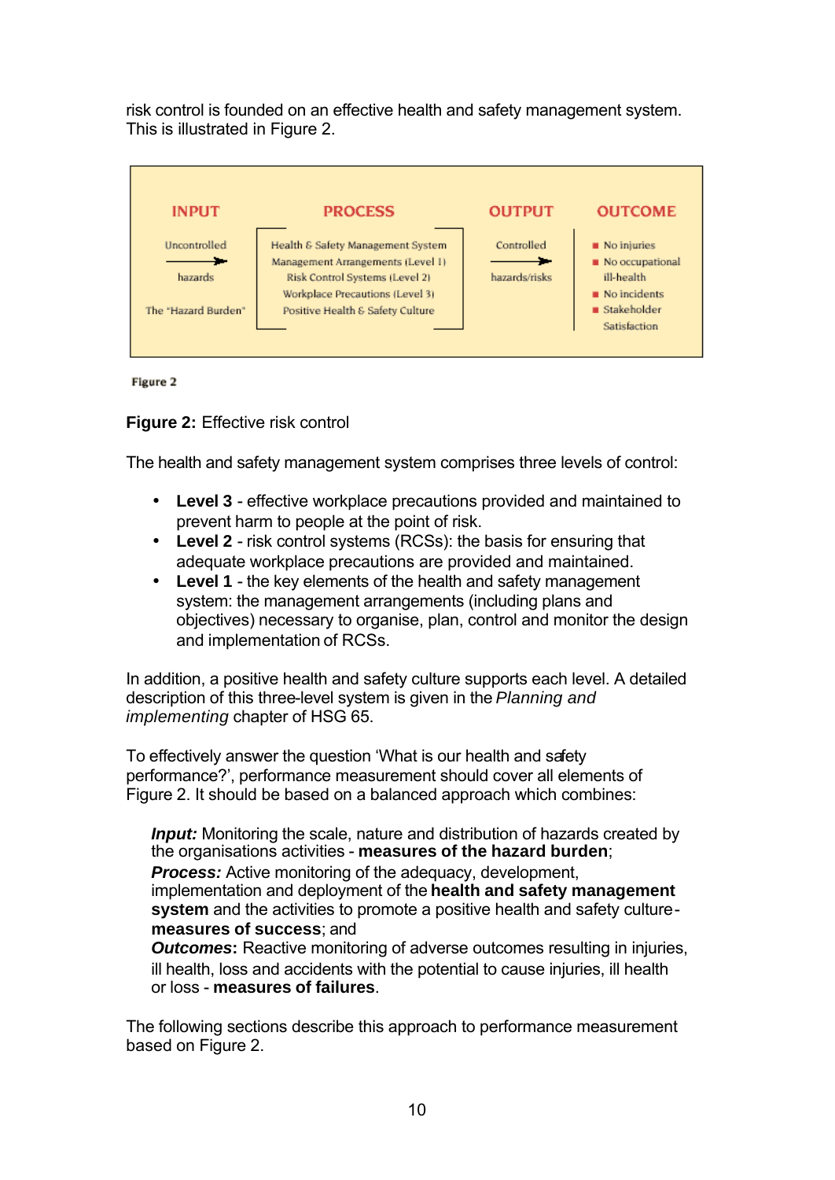risk control is founded on an effective health and safety management system. This is illustrated in Figure 2.

| INPUT | PROCESS | OUTPUT | OUTCOME |
|---|---|---|---|
| Uncontrolled → hazards | Health & Safety Management System | Controlled → hazards/risks | No injuries |
| The "Hazard Burden" | Management Arrangements (Level 1) | | No occupational ill-health |
| | Risk Control Systems (Level 2) | | No incidents |
| | Workplace Precautions (Level 3) | | Stakeholder Satisfaction |
| | Positive Health & Safety Culture | | |

Figure 2

**Figure 2:** Effective risk control

The health and safety management system comprises three levels of control:

- **Level 3** - effective workplace precautions provided and maintained to prevent harm to people at the point of risk.
- **Level 2** - risk control systems (RCSs): the basis for ensuring that adequate workplace precautions are provided and maintained.
- **Level 1** - the key elements of the health and safety management system: the management arrangements (including plans and objectives) necessary to organise, plan, control and monitor the design and implementation of RCSs.

In addition, a positive health and safety culture supports each level. A detailed description of this three-level system is given in the *Planning and implementing* chapter of HSG 65.

To effectively answer the question 'What is our health and safety performance?', performance measurement should cover all elements of Figure 2. It should be based on a balanced approach which combines:

***Input:*** Monitoring the scale, nature and distribution of hazards created by the organisations activities - **measures of the hazard burden**;
***Process:*** Active monitoring of the adequacy, development, implementation and deployment of the **health and safety management system** and the activities to promote a positive health and safety culture - **measures of success**; and
***Outcomes*:** Reactive monitoring of adverse outcomes resulting in injuries, ill health, loss and accidents with the potential to cause injuries, ill health or loss - **measures of failures**.

The following sections describe this approach to performance measurement based on Figure 2.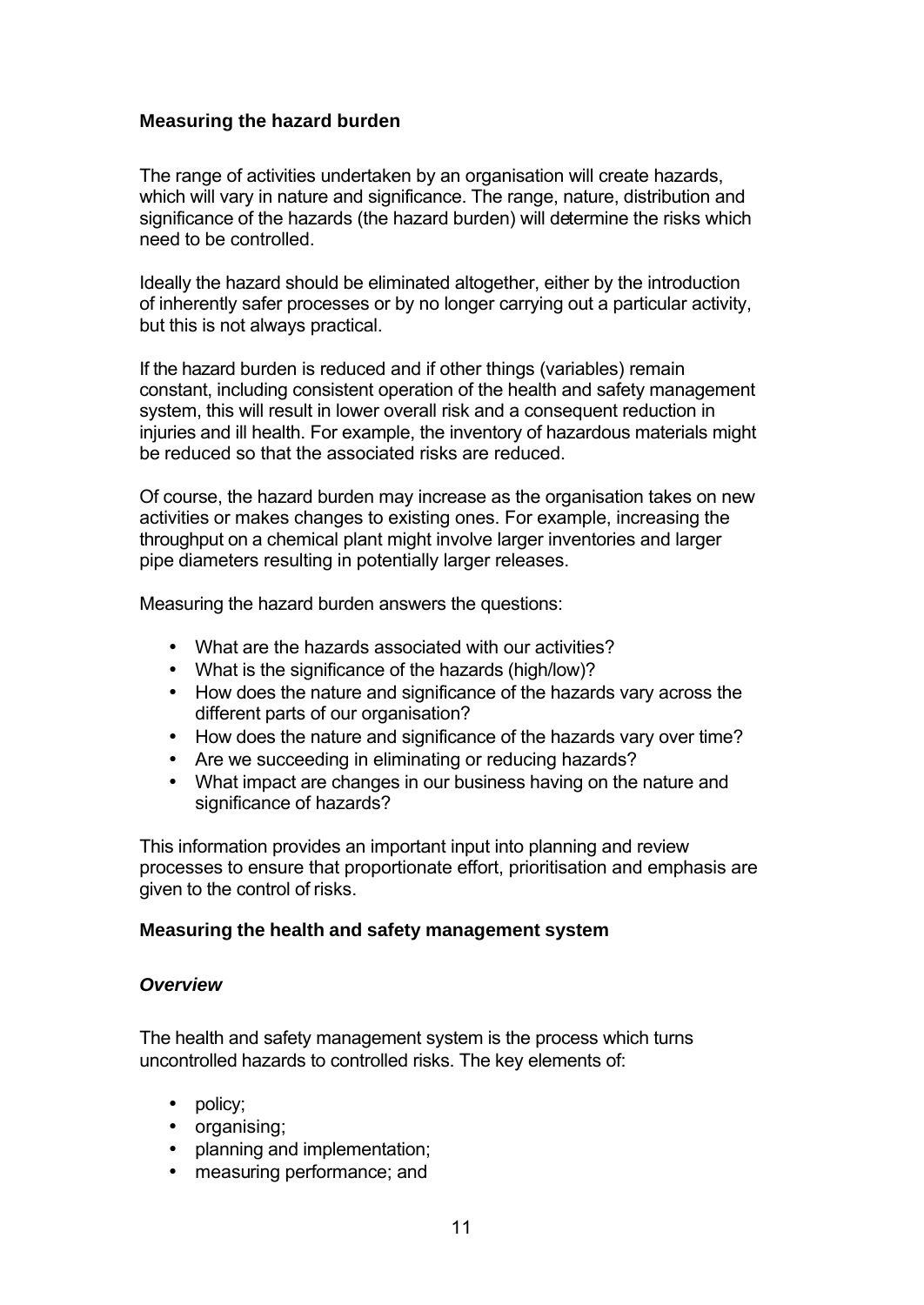### Measuring the hazard burden

The range of activities undertaken by an organisation will create hazards, which will vary in nature and significance. The range, nature, distribution and significance of the hazards (the hazard burden) will determine the risks which need to be controlled.

Ideally the hazard should be eliminated altogether, either by the introduction of inherently safer processes or by no longer carrying out a particular activity, but this is not always practical.

If the hazard burden is reduced and if other things (variables) remain constant, including consistent operation of the health and safety management system, this will result in lower overall risk and a consequent reduction in injuries and ill health. For example, the inventory of hazardous materials might be reduced so that the associated risks are reduced.

Of course, the hazard burden may increase as the organisation takes on new activities or makes changes to existing ones. For example, increasing the throughput on a chemical plant might involve larger inventories and larger pipe diameters resulting in potentially larger releases.

Measuring the hazard burden answers the questions:

- What are the hazards associated with our activities?
- What is the significance of the hazards (high/low)?
- How does the nature and significance of the hazards vary across the different parts of our organisation?
- How does the nature and significance of the hazards vary over time?
- Are we succeeding in eliminating or reducing hazards?
- What impact are changes in our business having on the nature and significance of hazards?

This information provides an important input into planning and review processes to ensure that proportionate effort, prioritisation and emphasis are given to the control of risks.

### Measuring the health and safety management system

#### *Overview*

The health and safety management system is the process which turns uncontrolled hazards to controlled risks. The key elements of:

- policy;
- organising;
- planning and implementation;
- measuring performance; and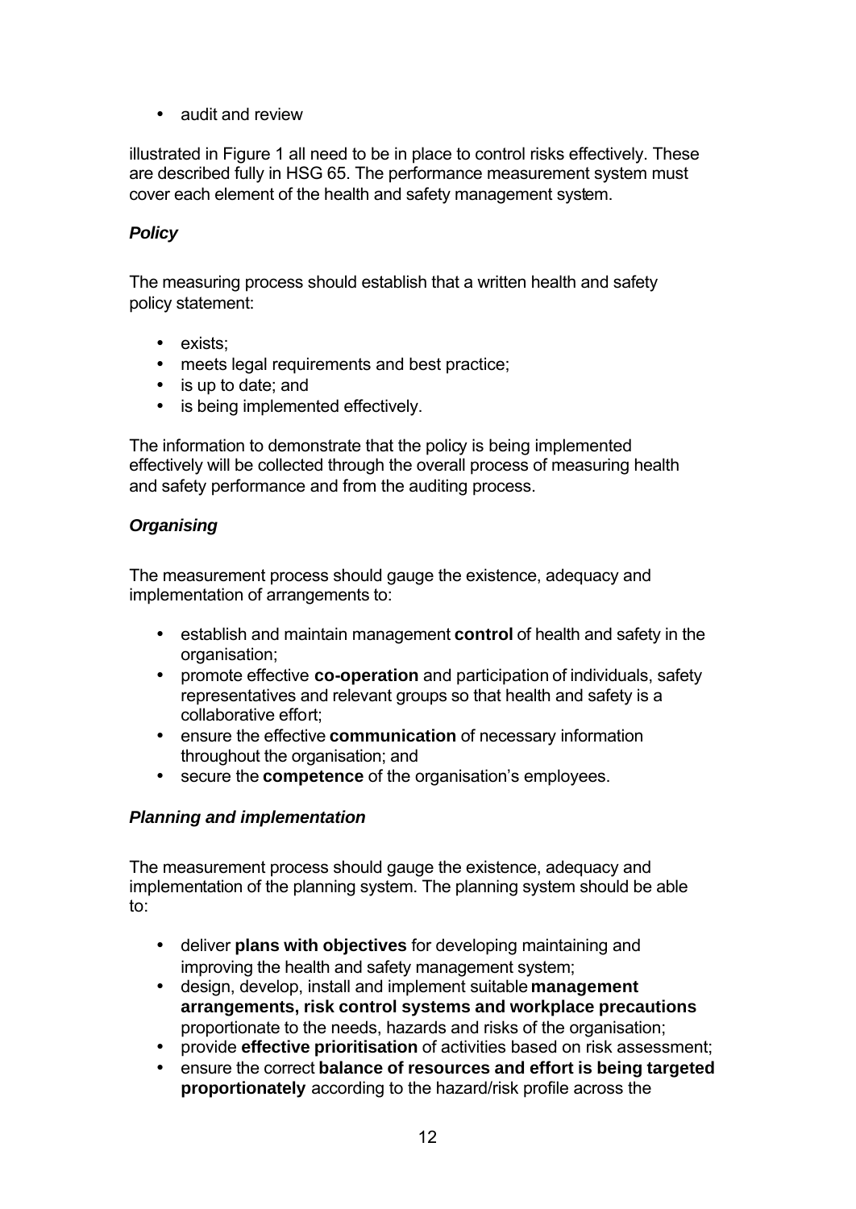- audit and review

illustrated in Figure 1 all need to be in place to control risks effectively. These are described fully in HSG 65. The performance measurement system must cover each element of the health and safety management system.

***Policy***

The measuring process should establish that a written health and safety policy statement:

- exists;
- meets legal requirements and best practice;
- is up to date; and
- is being implemented effectively.

The information to demonstrate that the policy is being implemented effectively will be collected through the overall process of measuring health and safety performance and from the auditing process.

***Organising***

The measurement process should gauge the existence, adequacy and implementation of arrangements to:

- establish and maintain management **control** of health and safety in the organisation;
- promote effective **co-operation** and participation of individuals, safety representatives and relevant groups so that health and safety is a collaborative effort;
- ensure the effective **communication** of necessary information throughout the organisation; and
- secure the **competence** of the organisation's employees.

***Planning and implementation***

The measurement process should gauge the existence, adequacy and implementation of the planning system. The planning system should be able to:

- deliver **plans with objectives** for developing maintaining and improving the health and safety management system;
- design, develop, install and implement suitable **management arrangements, risk control systems and workplace precautions** proportionate to the needs, hazards and risks of the organisation;
- provide **effective prioritisation** of activities based on risk assessment;
- ensure the correct **balance of resources and effort is being targeted proportionately** according to the hazard/risk profile across the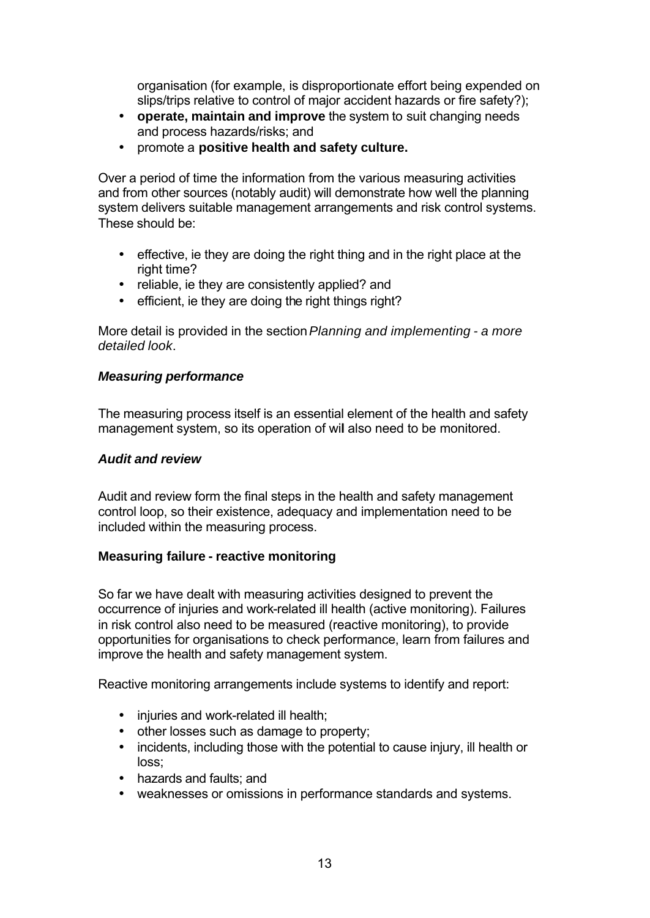organisation (for example, is disproportionate effort being expended on slips/trips relative to control of major accident hazards or fire safety?);

- **operate, maintain and improve** the system to suit changing needs and process hazards/risks; and
- promote a **positive health and safety culture.**

Over a period of time the information from the various measuring activities and from other sources (notably audit) will demonstrate how well the planning system delivers suitable management arrangements and risk control systems. These should be:

- effective, ie they are doing the right thing and in the right place at the right time?
- reliable, ie they are consistently applied? and
- efficient, ie they are doing the right things right?

More detail is provided in the section *Planning and implementing - a more detailed look*.

***Measuring performance***

The measuring process itself is an essential element of the health and safety management system, so its operation of will also need to be monitored.

***Audit and review***

Audit and review form the final steps in the health and safety management control loop, so their existence, adequacy and implementation need to be included within the measuring process.

**Measuring failure - reactive monitoring**

So far we have dealt with measuring activities designed to prevent the occurrence of injuries and work-related ill health (active monitoring). Failures in risk control also need to be measured (reactive monitoring), to provide opportunities for organisations to check performance, learn from failures and improve the health and safety management system.

Reactive monitoring arrangements include systems to identify and report:

- injuries and work-related ill health;
- other losses such as damage to property;
- incidents, including those with the potential to cause injury, ill health or loss;
- hazards and faults; and
- weaknesses or omissions in performance standards and systems.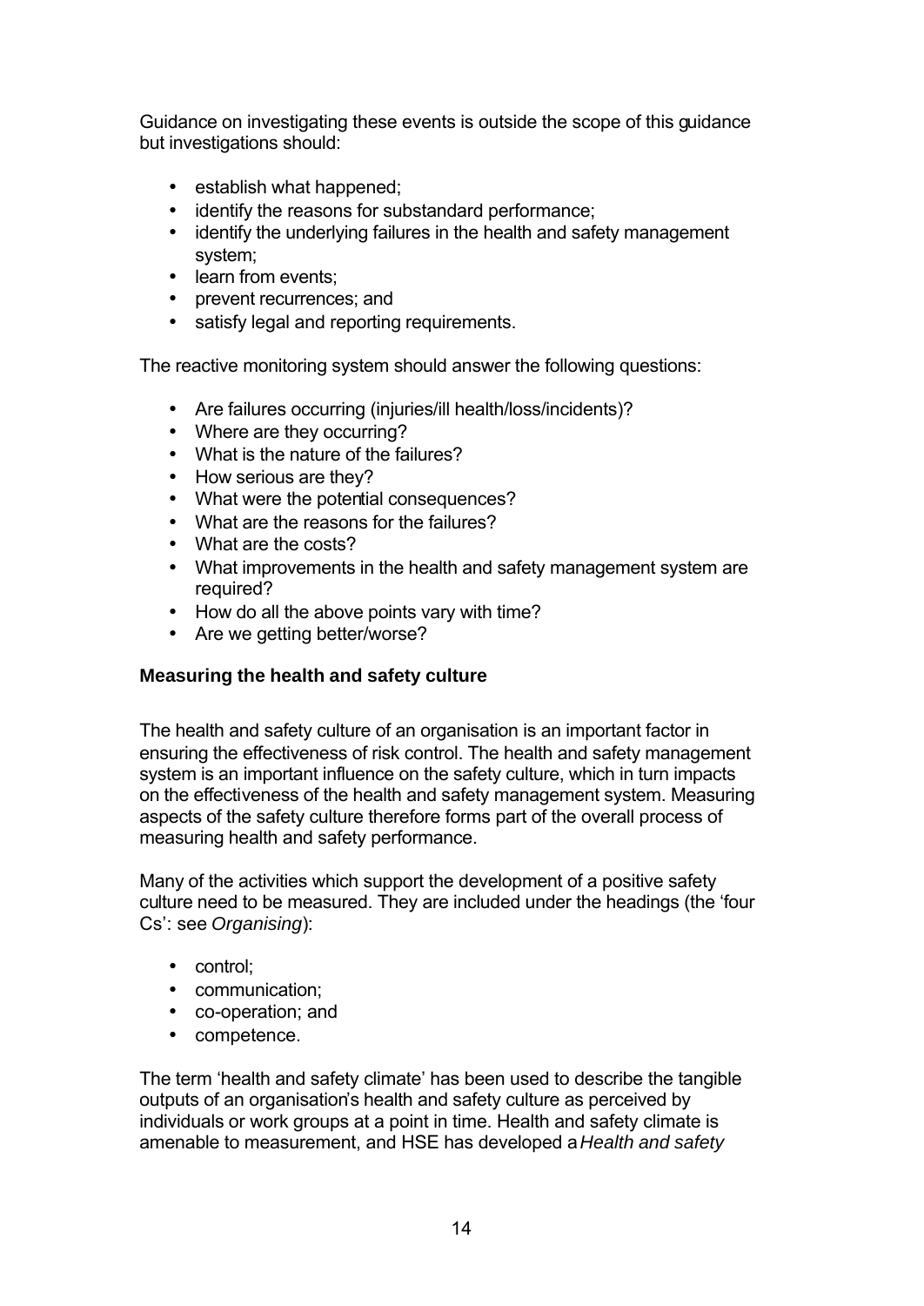Guidance on investigating these events is outside the scope of this guidance but investigations should:

- establish what happened;
- identify the reasons for substandard performance;
- identify the underlying failures in the health and safety management system;
- learn from events;
- prevent recurrences; and
- satisfy legal and reporting requirements.

The reactive monitoring system should answer the following questions:

- Are failures occurring (injuries/ill health/loss/incidents)?
- Where are they occurring?
- What is the nature of the failures?
- How serious are they?
- What were the potential consequences?
- What are the reasons for the failures?
- What are the costs?
- What improvements in the health and safety management system are required?
- How do all the above points vary with time?
- Are we getting better/worse?

### Measuring the health and safety culture

The health and safety culture of an organisation is an important factor in ensuring the effectiveness of risk control. The health and safety management system is an important influence on the safety culture, which in turn impacts on the effectiveness of the health and safety management system. Measuring aspects of the safety culture therefore forms part of the overall process of measuring health and safety performance.

Many of the activities which support the development of a positive safety culture need to be measured. They are included under the headings (the 'four Cs': see *Organising*):

- control;
- communication;
- co-operation; and
- competence.

The term 'health and safety climate' has been used to describe the tangible outputs of an organisation's health and safety culture as perceived by individuals or work groups at a point in time. Health and safety climate is amenable to measurement, and HSE has developed a *Health and safety*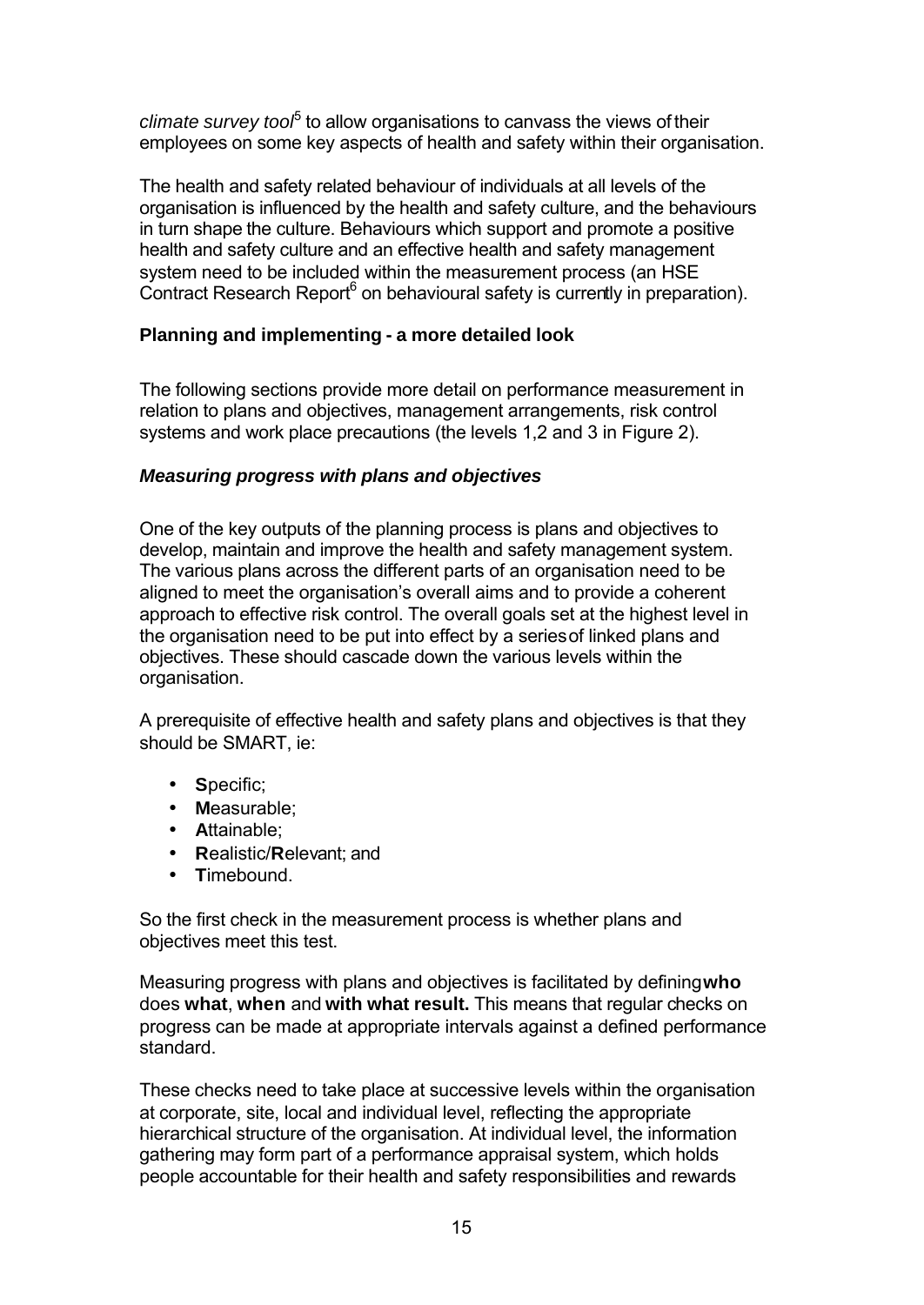*climate survey tool*[5] to allow organisations to canvass the views of their employees on some key aspects of health and safety within their organisation.

The health and safety related behaviour of individuals at all levels of the organisation is influenced by the health and safety culture, and the behaviours in turn shape the culture. Behaviours which support and promote a positive health and safety culture and an effective health and safety management system need to be included within the measurement process (an HSE Contract Research Report[6] on behavioural safety is currently in preparation).

### Planning and implementing - a more detailed look

The following sections provide more detail on performance measurement in relation to plans and objectives, management arrangements, risk control systems and work place precautions (the levels 1,2 and 3 in Figure 2).

#### *Measuring progress with plans and objectives*

One of the key outputs of the planning process is plans and objectives to develop, maintain and improve the health and safety management system. The various plans across the different parts of an organisation need to be aligned to meet the organisation's overall aims and to provide a coherent approach to effective risk control. The overall goals set at the highest level in the organisation need to be put into effect by a series of linked plans and objectives. These should cascade down the various levels within the organisation.

A prerequisite of effective health and safety plans and objectives is that they should be SMART, ie:

- **S**pecific;
- **M**easurable;
- **A**ttainable;
- **R**ealistic/**R**elevant; and
- **T**imebound.

So the first check in the measurement process is whether plans and objectives meet this test.

Measuring progress with plans and objectives is facilitated by defining **who** does **what**, **when** and **with what result.** This means that regular checks on progress can be made at appropriate intervals against a defined performance standard.

These checks need to take place at successive levels within the organisation at corporate, site, local and individual level, reflecting the appropriate hierarchical structure of the organisation. At individual level, the information gathering may form part of a performance appraisal system, which holds people accountable for their health and safety responsibilities and rewards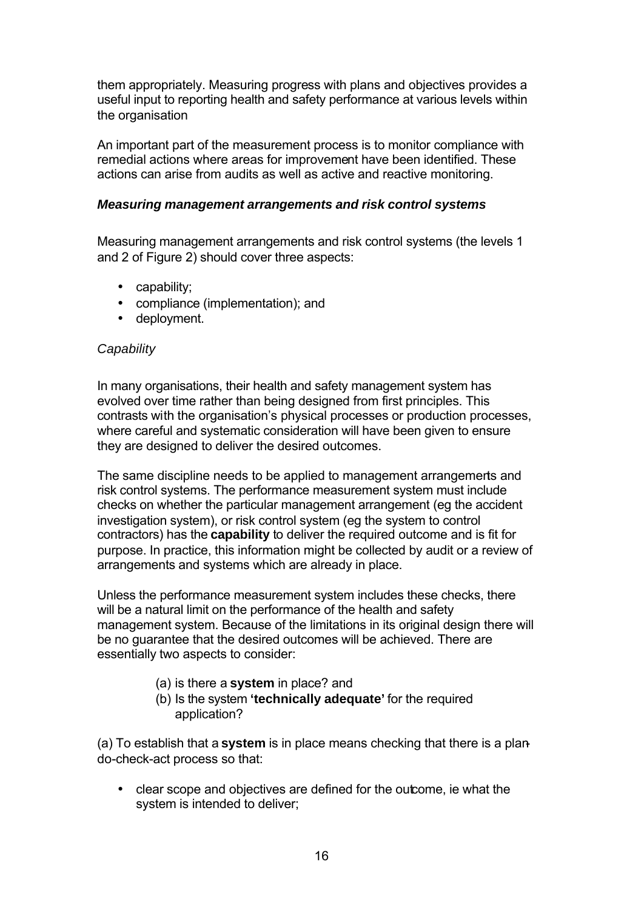them appropriately. Measuring progress with plans and objectives provides a useful input to reporting health and safety performance at various levels within the organisation

An important part of the measurement process is to monitor compliance with remedial actions where areas for improvement have been identified. These actions can arise from audits as well as active and reactive monitoring.

### *Measuring management arrangements and risk control systems*

Measuring management arrangements and risk control systems (the levels 1 and 2 of Figure 2) should cover three aspects:

- capability;
- compliance (implementation); and
- deployment.

*Capability*

In many organisations, their health and safety management system has evolved over time rather than being designed from first principles. This contrasts with the organisation's physical processes or production processes, where careful and systematic consideration will have been given to ensure they are designed to deliver the desired outcomes.

The same discipline needs to be applied to management arrangements and risk control systems. The performance measurement system must include checks on whether the particular management arrangement (eg the accident investigation system), or risk control system (eg the system to control contractors) has the **capability** to deliver the required outcome and is fit for purpose. In practice, this information might be collected by audit or a review of arrangements and systems which are already in place.

Unless the performance measurement system includes these checks, there will be a natural limit on the performance of the health and safety management system. Because of the limitations in its original design there will be no guarantee that the desired outcomes will be achieved. There are essentially two aspects to consider:

(a) is there a **system** in place? and
(b) Is the system **'technically adequate'** for the required application?

(a) To establish that a **system** is in place means checking that there is a plan-do-check-act process so that:

- clear scope and objectives are defined for the outcome, ie what the system is intended to deliver;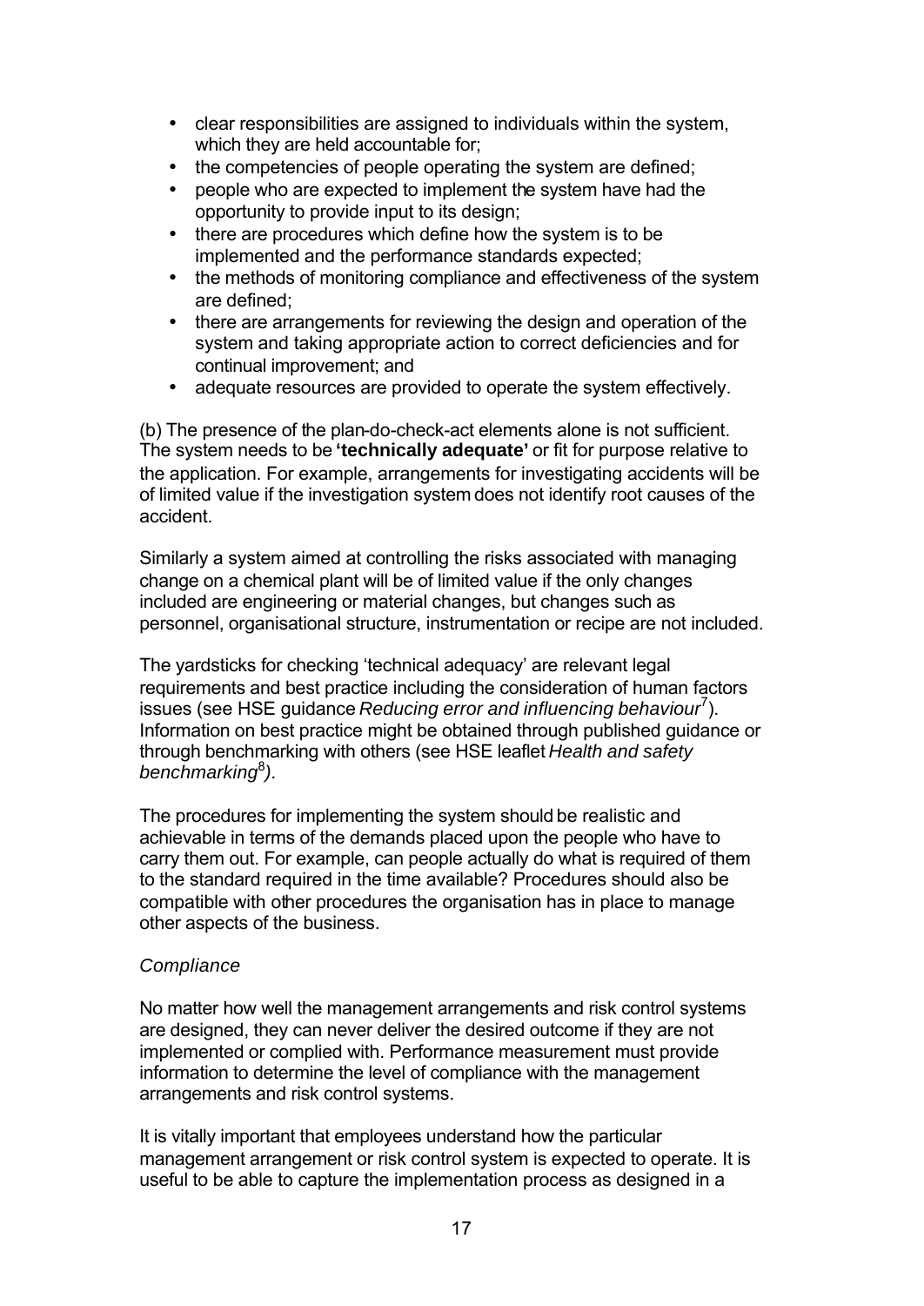- clear responsibilities are assigned to individuals within the system, which they are held accountable for;
- the competencies of people operating the system are defined;
- people who are expected to implement the system have had the opportunity to provide input to its design;
- there are procedures which define how the system is to be implemented and the performance standards expected;
- the methods of monitoring compliance and effectiveness of the system are defined;
- there are arrangements for reviewing the design and operation of the system and taking appropriate action to correct deficiencies and for continual improvement; and
- adequate resources are provided to operate the system effectively.

(b) The presence of the plan-do-check-act elements alone is not sufficient. The system needs to be **'technically adequate'** or fit for purpose relative to the application. For example, arrangements for investigating accidents will be of limited value if the investigation system does not identify root causes of the accident.

Similarly a system aimed at controlling the risks associated with managing change on a chemical plant will be of limited value if the only changes included are engineering or material changes, but changes such as personnel, organisational structure, instrumentation or recipe are not included.

The yardsticks for checking 'technical adequacy' are relevant legal requirements and best practice including the consideration of human factors issues (see HSE guidance *Reducing error and influencing behaviour*[7]). Information on best practice might be obtained through published guidance or through benchmarking with others (see HSE leaflet *Health and safety benchmarking*[8]).

The procedures for implementing the system should be realistic and achievable in terms of the demands placed upon the people who have to carry them out. For example, can people actually do what is required of them to the standard required in the time available? Procedures should also be compatible with other procedures the organisation has in place to manage other aspects of the business.

*Compliance*

No matter how well the management arrangements and risk control systems are designed, they can never deliver the desired outcome if they are not implemented or complied with. Performance measurement must provide information to determine the level of compliance with the management arrangements and risk control systems.

It is vitally important that employees understand how the particular management arrangement or risk control system is expected to operate. It is useful to be able to capture the implementation process as designed in a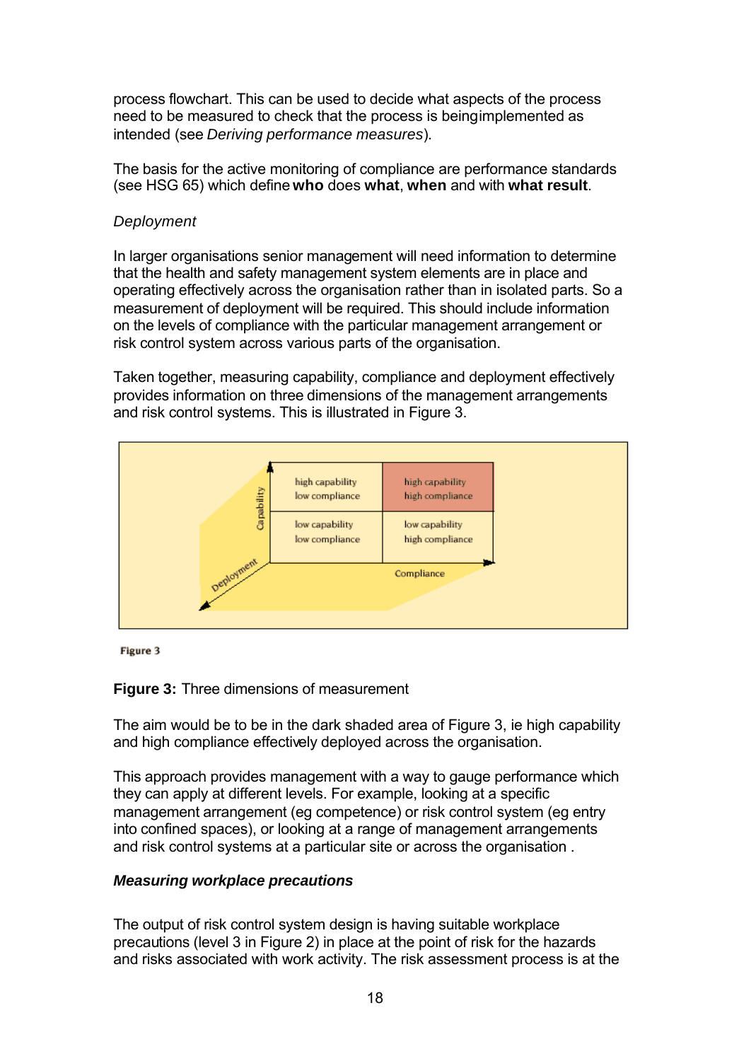process flowchart. This can be used to decide what aspects of the process need to be measured to check that the process is beingimplemented as intended (see *Deriving performance measures*).

The basis for the active monitoring of compliance are performance standards (see HSG 65) which define **who** does **what**, **when** and with **what result**.

*Deployment*

In larger organisations senior management will need information to determine that the health and safety management system elements are in place and operating effectively across the organisation rather than in isolated parts. So a measurement of deployment will be required. This should include information on the levels of compliance with the particular management arrangement or risk control system across various parts of the organisation.

Taken together, measuring capability, compliance and deployment effectively provides information on three dimensions of the management arrangements and risk control systems. This is illustrated in Figure 3.

| Capability ↑ | | |
|---|---|---|
| | high capability low compliance | high capability high compliance |
| | low capability low compliance | low capability high compliance |
| Deployment | | Compliance → |

Figure 3

**Figure 3:** Three dimensions of measurement

The aim would be to be in the dark shaded area of Figure 3, ie high capability and high compliance effectively deployed across the organisation.

This approach provides management with a way to gauge performance which they can apply at different levels. For example, looking at a specific management arrangement (eg competence) or risk control system (eg entry into confined spaces), or looking at a range of management arrangements and risk control systems at a particular site or across the organisation .

***Measuring workplace precautions***

The output of risk control system design is having suitable workplace precautions (level 3 in Figure 2) in place at the point of risk for the hazards and risks associated with work activity. The risk assessment process is at the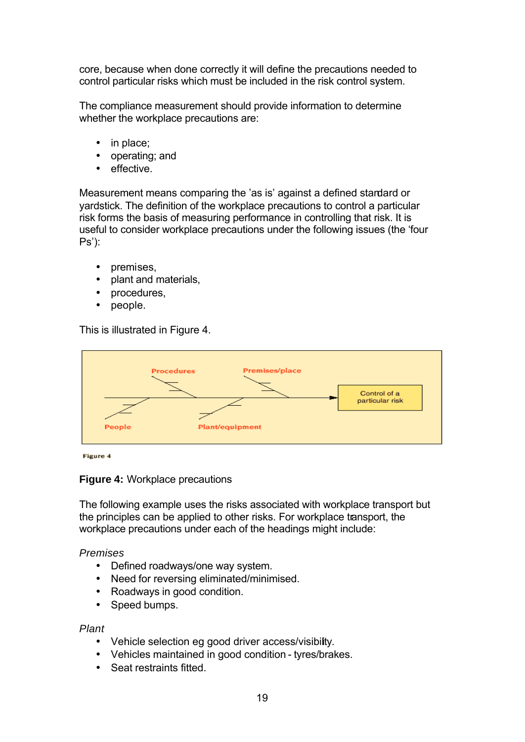core, because when done correctly it will define the precautions needed to control particular risks which must be included in the risk control system.

The compliance measurement should provide information to determine whether the workplace precautions are:

- in place;
- operating; and
- effective.

Measurement means comparing the 'as is' against a defined standard or yardstick. The definition of the workplace precautions to control a particular risk forms the basis of measuring performance in controlling that risk. It is useful to consider workplace precautions under the following issues (the 'four Ps'):

- premises,
- plant and materials,
- procedures,
- people.

This is illustrated in Figure 4.

Procedures

Premises/place

Control of a particular risk

People

Plant/equipment

Figure 4

**Figure 4:** Workplace precautions

The following example uses the risks associated with workplace transport but the principles can be applied to other risks. For workplace transport, the workplace precautions under each of the headings might include:

*Premises*

- Defined roadways/one way system.
- Need for reversing eliminated/minimised.
- Roadways in good condition.
- Speed bumps.

*Plant*

- Vehicle selection eg good driver access/visibility.
- Vehicles maintained in good condition - tyres/brakes.
- Seat restraints fitted.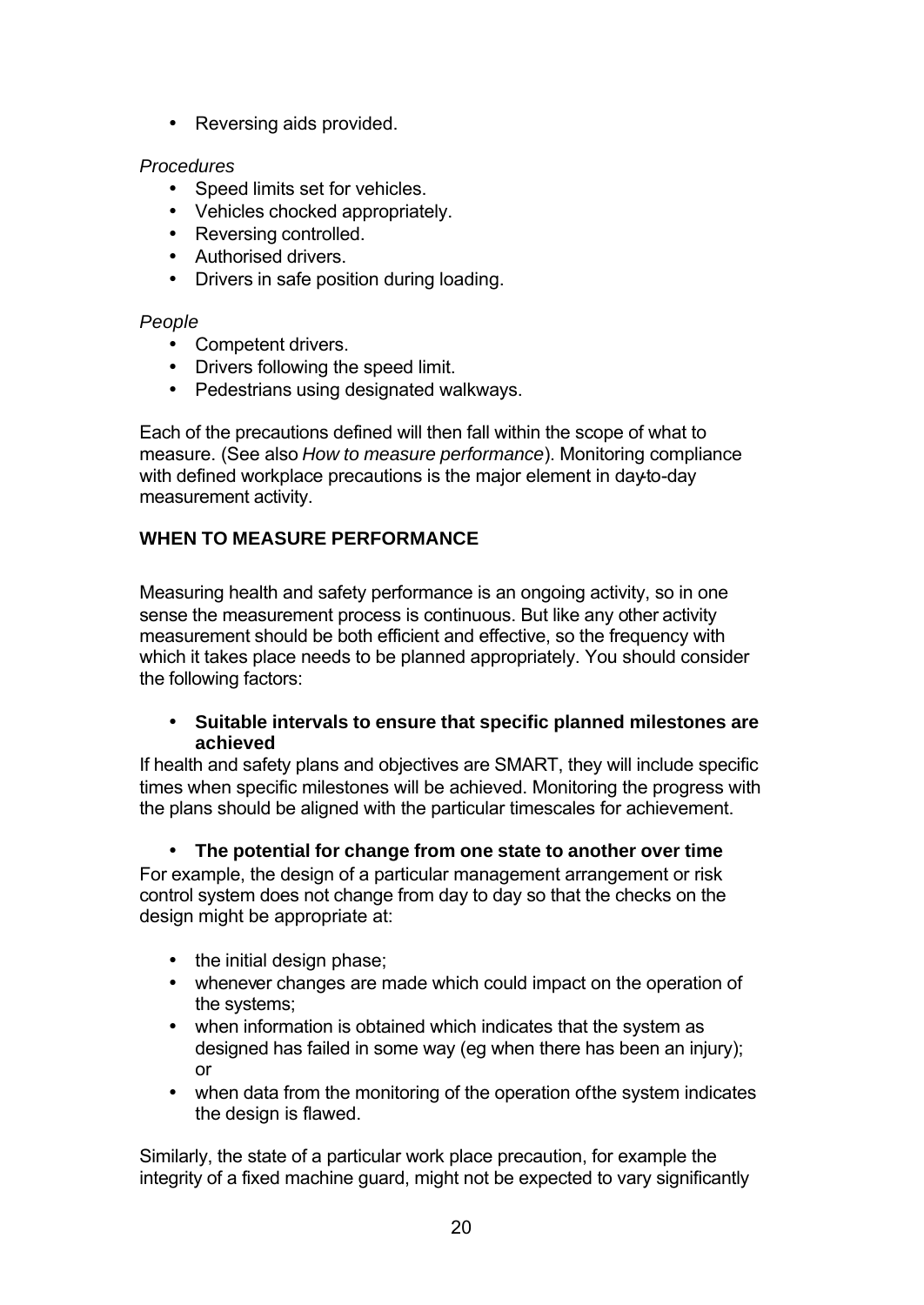- Reversing aids provided.

*Procedures*

- Speed limits set for vehicles.
- Vehicles chocked appropriately.
- Reversing controlled.
- Authorised drivers.
- Drivers in safe position during loading.

*People*

- Competent drivers.
- Drivers following the speed limit.
- Pedestrians using designated walkways.

Each of the precautions defined will then fall within the scope of what to measure. (See also *How to measure performance*). Monitoring compliance with defined workplace precautions is the major element in day-to-day measurement activity.

## WHEN TO MEASURE PERFORMANCE

Measuring health and safety performance is an ongoing activity, so in one sense the measurement process is continuous. But like any other activity measurement should be both efficient and effective, so the frequency with which it takes place needs to be planned appropriately. You should consider the following factors:

- **Suitable intervals to ensure that specific planned milestones are achieved**

If health and safety plans and objectives are SMART, they will include specific times when specific milestones will be achieved. Monitoring the progress with the plans should be aligned with the particular timescales for achievement.

- **The potential for change from one state to another over time**

For example, the design of a particular management arrangement or risk control system does not change from day to day so that the checks on the design might be appropriate at:

- the initial design phase;
- whenever changes are made which could impact on the operation of the systems;
- when information is obtained which indicates that the system as designed has failed in some way (eg when there has been an injury); or
- when data from the monitoring of the operation of the system indicates the design is flawed.

Similarly, the state of a particular work place precaution, for example the integrity of a fixed machine guard, might not be expected to vary significantly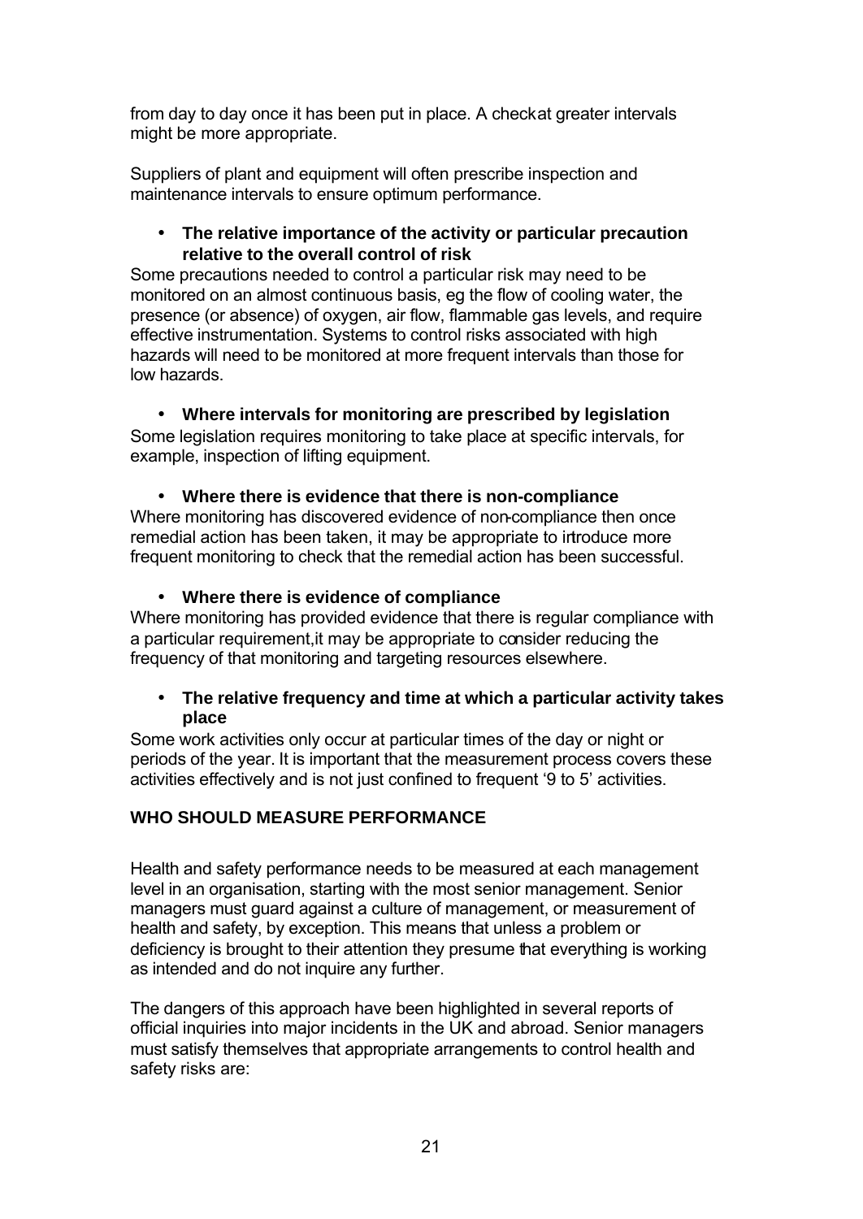from day to day once it has been put in place. A check at greater intervals might be more appropriate.

Suppliers of plant and equipment will often prescribe inspection and maintenance intervals to ensure optimum performance.

- **The relative importance of the activity or particular precaution relative to the overall control of risk**

Some precautions needed to control a particular risk may need to be monitored on an almost continuous basis, eg the flow of cooling water, the presence (or absence) of oxygen, air flow, flammable gas levels, and require effective instrumentation. Systems to control risks associated with high hazards will need to be monitored at more frequent intervals than those for low hazards.

- **Where intervals for monitoring are prescribed by legislation**

Some legislation requires monitoring to take place at specific intervals, for example, inspection of lifting equipment.

- **Where there is evidence that there is non-compliance**

Where monitoring has discovered evidence of non-compliance then once remedial action has been taken, it may be appropriate to introduce more frequent monitoring to check that the remedial action has been successful.

- **Where there is evidence of compliance**

Where monitoring has provided evidence that there is regular compliance with a particular requirement, it may be appropriate to consider reducing the frequency of that monitoring and targeting resources elsewhere.

- **The relative frequency and time at which a particular activity takes place**

Some work activities only occur at particular times of the day or night or periods of the year. It is important that the measurement process covers these activities effectively and is not just confined to frequent '9 to 5' activities.

## WHO SHOULD MEASURE PERFORMANCE

Health and safety performance needs to be measured at each management level in an organisation, starting with the most senior management. Senior managers must guard against a culture of management, or measurement of health and safety, by exception. This means that unless a problem or deficiency is brought to their attention they presume that everything is working as intended and do not inquire any further.

The dangers of this approach have been highlighted in several reports of official inquiries into major incidents in the UK and abroad. Senior managers must satisfy themselves that appropriate arrangements to control health and safety risks are: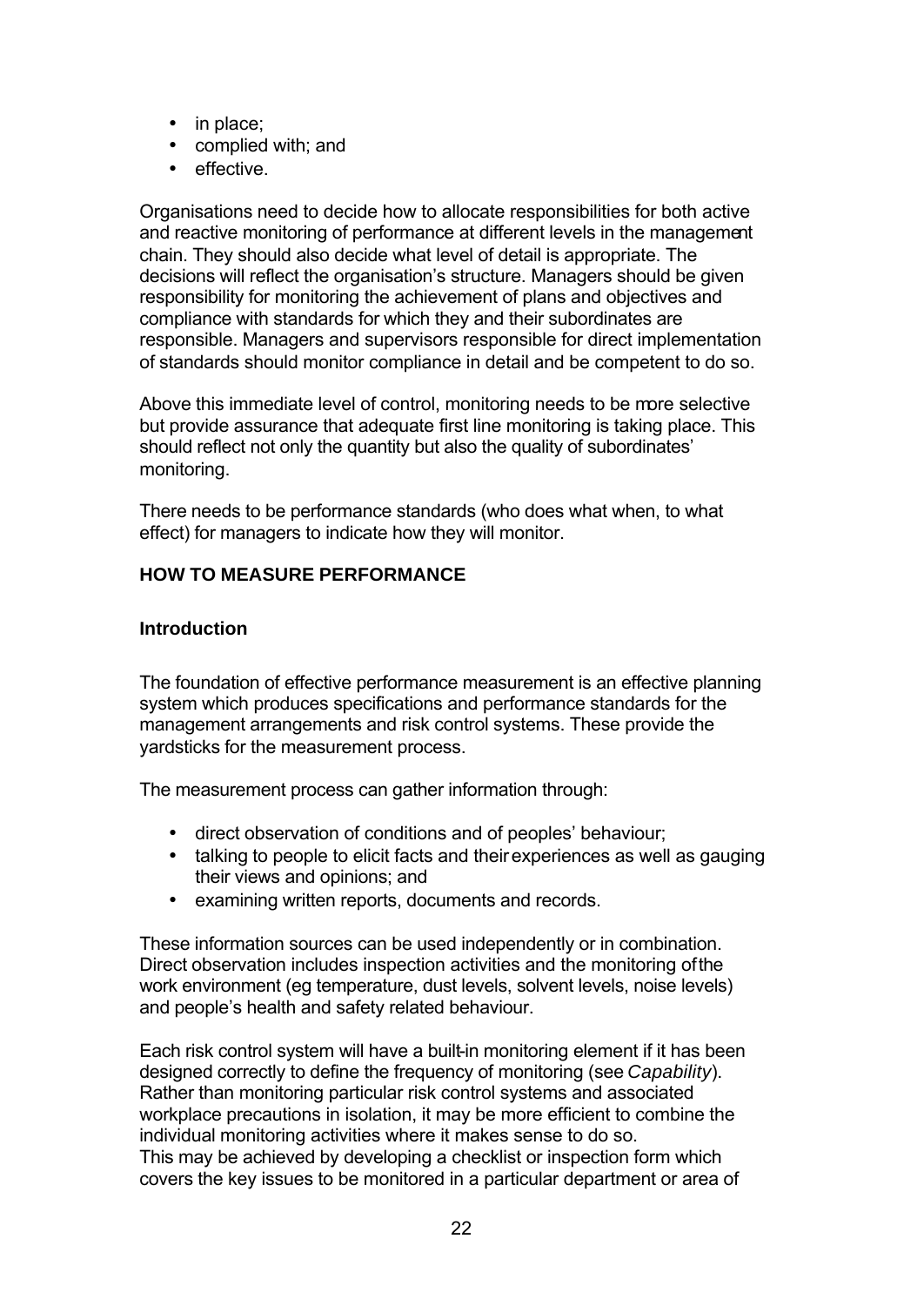- in place;
- complied with; and
- effective.

Organisations need to decide how to allocate responsibilities for both active and reactive monitoring of performance at different levels in the management chain. They should also decide what level of detail is appropriate. The decisions will reflect the organisation's structure. Managers should be given responsibility for monitoring the achievement of plans and objectives and compliance with standards for which they and their subordinates are responsible. Managers and supervisors responsible for direct implementation of standards should monitor compliance in detail and be competent to do so.

Above this immediate level of control, monitoring needs to be more selective but provide assurance that adequate first line monitoring is taking place. This should reflect not only the quantity but also the quality of subordinates' monitoring.

There needs to be performance standards (who does what when, to what effect) for managers to indicate how they will monitor.

## HOW TO MEASURE PERFORMANCE

### Introduction

The foundation of effective performance measurement is an effective planning system which produces specifications and performance standards for the management arrangements and risk control systems. These provide the yardsticks for the measurement process.

The measurement process can gather information through:

- direct observation of conditions and of peoples' behaviour;
- talking to people to elicit facts and their experiences as well as gauging their views and opinions; and
- examining written reports, documents and records.

These information sources can be used independently or in combination. Direct observation includes inspection activities and the monitoring of the work environment (eg temperature, dust levels, solvent levels, noise levels) and people's health and safety related behaviour.

Each risk control system will have a built-in monitoring element if it has been designed correctly to define the frequency of monitoring (see *Capability*). Rather than monitoring particular risk control systems and associated workplace precautions in isolation, it may be more efficient to combine the individual monitoring activities where it makes sense to do so.
This may be achieved by developing a checklist or inspection form which covers the key issues to be monitored in a particular department or area of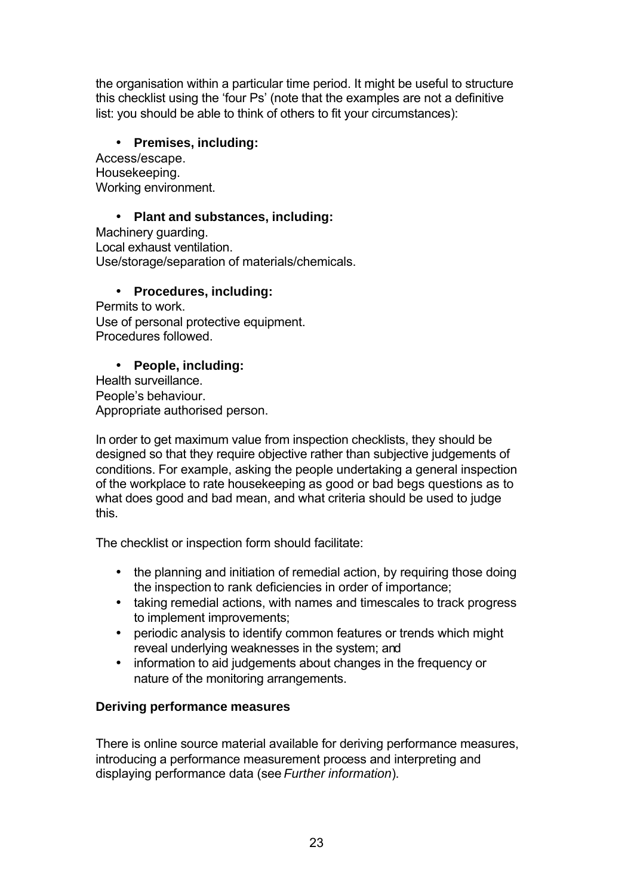the organisation within a particular time period. It might be useful to structure this checklist using the 'four Ps' (note that the examples are not a definitive list: you should be able to think of others to fit your circumstances):

- **Premises, including:**

Access/escape.
Housekeeping.
Working environment.

- **Plant and substances, including:**

Machinery guarding.
Local exhaust ventilation.
Use/storage/separation of materials/chemicals.

- **Procedures, including:**

Permits to work.
Use of personal protective equipment.
Procedures followed.

- **People, including:**

Health surveillance.
People's behaviour.
Appropriate authorised person.

In order to get maximum value from inspection checklists, they should be designed so that they require objective rather than subjective judgements of conditions. For example, asking the people undertaking a general inspection of the workplace to rate housekeeping as good or bad begs questions as to what does good and bad mean, and what criteria should be used to judge this.

The checklist or inspection form should facilitate:

- the planning and initiation of remedial action, by requiring those doing the inspection to rank deficiencies in order of importance;
- taking remedial actions, with names and timescales to track progress to implement improvements;
- periodic analysis to identify common features or trends which might reveal underlying weaknesses in the system; and
- information to aid judgements about changes in the frequency or nature of the monitoring arrangements.

**Deriving performance measures**

There is online source material available for deriving performance measures, introducing a performance measurement process and interpreting and displaying performance data (see *Further information*).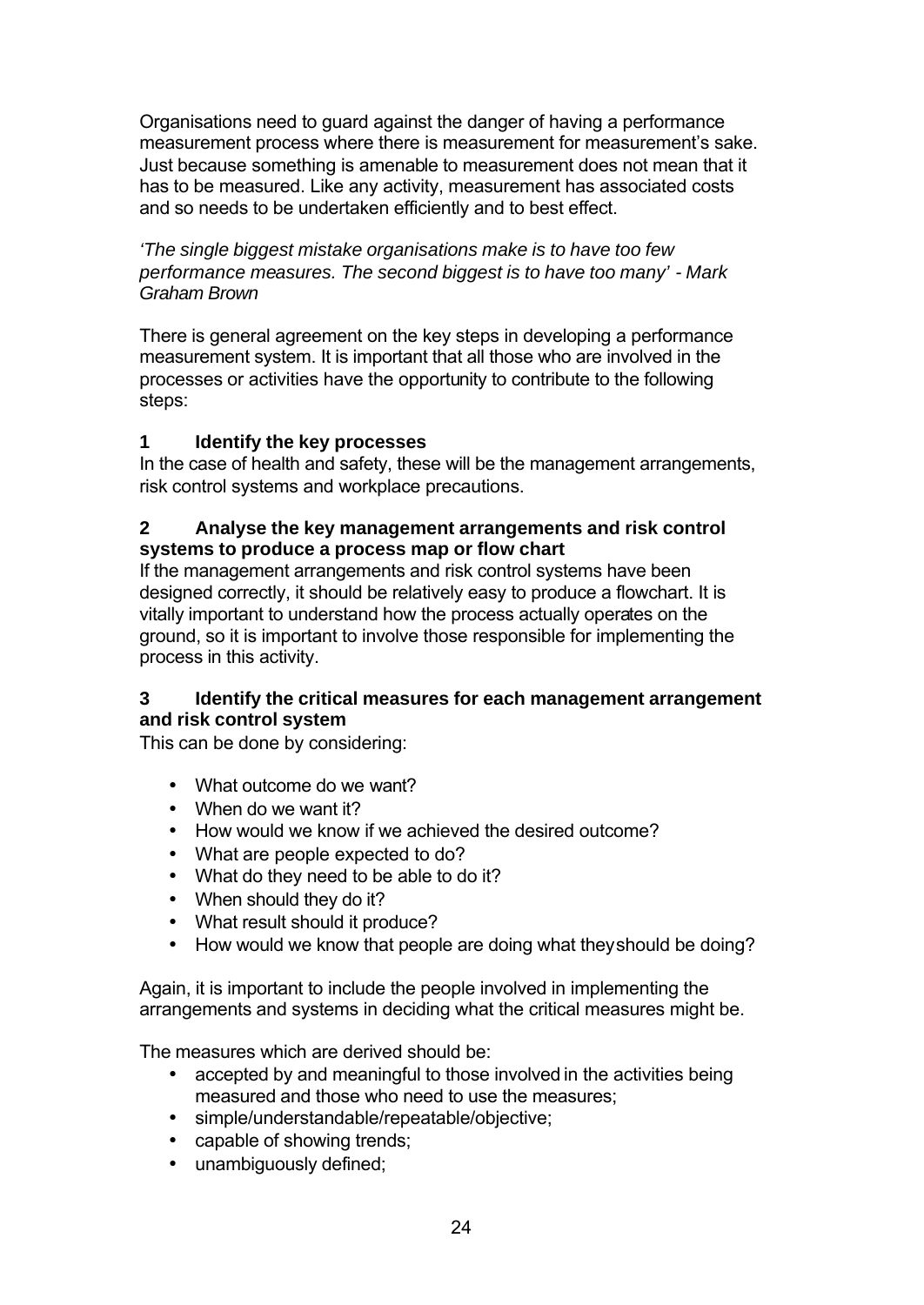Organisations need to guard against the danger of having a performance measurement process where there is measurement for measurement's sake. Just because something is amenable to measurement does not mean that it has to be measured. Like any activity, measurement has associated costs and so needs to be undertaken efficiently and to best effect.

*'The single biggest mistake organisations make is to have too few performance measures. The second biggest is to have too many' - Mark Graham Brown*

There is general agreement on the key steps in developing a performance measurement system. It is important that all those who are involved in the processes or activities have the opportunity to contribute to the following steps:

### 1 Identify the key processes

In the case of health and safety, these will be the management arrangements, risk control systems and workplace precautions.

### 2 Analyse the key management arrangements and risk control systems to produce a process map or flow chart

If the management arrangements and risk control systems have been designed correctly, it should be relatively easy to produce a flowchart. It is vitally important to understand how the process actually operates on the ground, so it is important to involve those responsible for implementing the process in this activity.

### 3 Identify the critical measures for each management arrangement and risk control system

This can be done by considering:

- What outcome do we want?
- When do we want it?
- How would we know if we achieved the desired outcome?
- What are people expected to do?
- What do they need to be able to do it?
- When should they do it?
- What result should it produce?
- How would we know that people are doing what they should be doing?

Again, it is important to include the people involved in implementing the arrangements and systems in deciding what the critical measures might be.

The measures which are derived should be:

- accepted by and meaningful to those involved in the activities being measured and those who need to use the measures;
- simple/understandable/repeatable/objective;
- capable of showing trends;
- unambiguously defined;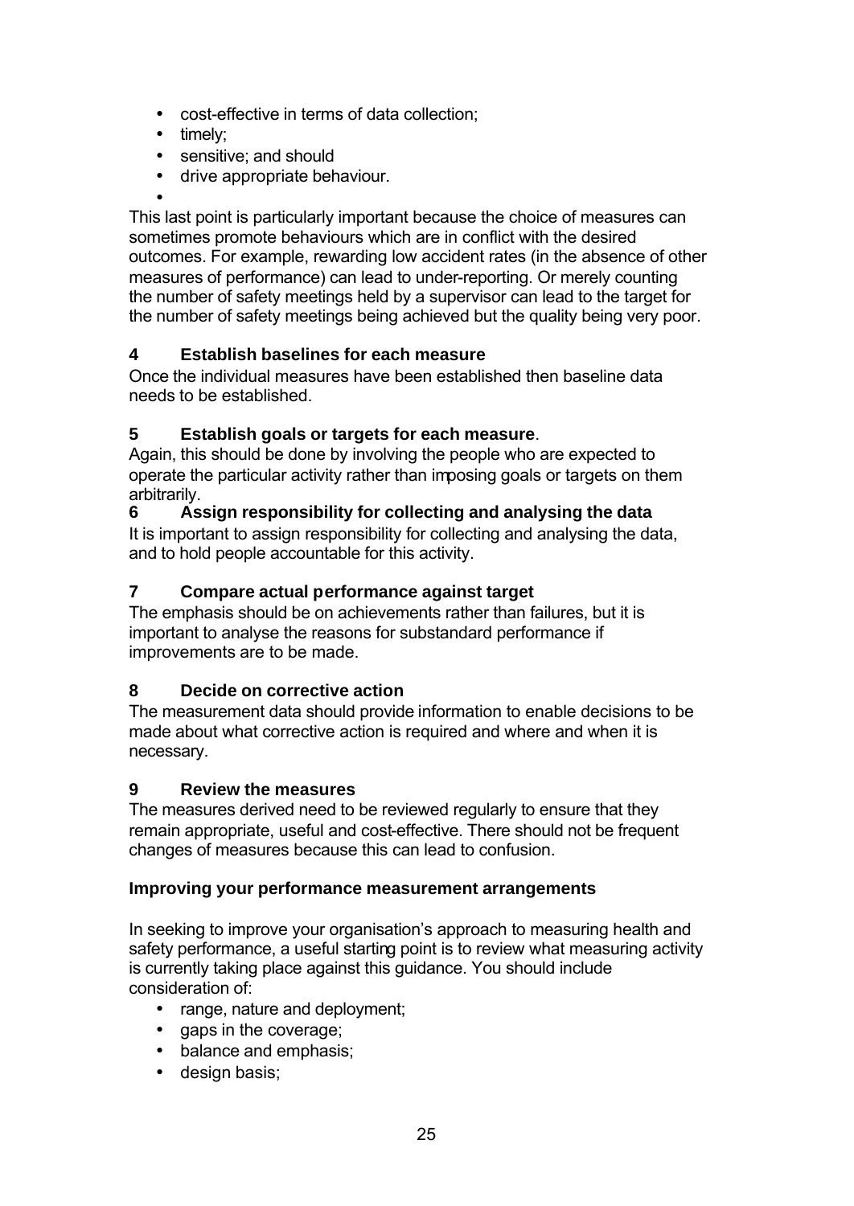- cost-effective in terms of data collection;
- timely;
- sensitive; and should
- drive appropriate behaviour.

This last point is particularly important because the choice of measures can sometimes promote behaviours which are in conflict with the desired outcomes. For example, rewarding low accident rates (in the absence of other measures of performance) can lead to under-reporting. Or merely counting the number of safety meetings held by a supervisor can lead to the target for the number of safety meetings being achieved but the quality being very poor.

**4 Establish baselines for each measure**

Once the individual measures have been established then baseline data needs to be established.

**5 Establish goals or targets for each measure**.

Again, this should be done by involving the people who are expected to operate the particular activity rather than imposing goals or targets on them arbitrarily.

**6 Assign responsibility for collecting and analysing the data**

It is important to assign responsibility for collecting and analysing the data, and to hold people accountable for this activity.

**7 Compare actual performance against target**

The emphasis should be on achievements rather than failures, but it is important to analyse the reasons for substandard performance if improvements are to be made.

**8 Decide on corrective action**

The measurement data should provide information to enable decisions to be made about what corrective action is required and where and when it is necessary.

**9 Review the measures**

The measures derived need to be reviewed regularly to ensure that they remain appropriate, useful and cost-effective. There should not be frequent changes of measures because this can lead to confusion.

**Improving your performance measurement arrangements**

In seeking to improve your organisation's approach to measuring health and safety performance, a useful starting point is to review what measuring activity is currently taking place against this guidance. You should include consideration of:

- range, nature and deployment;
- gaps in the coverage;
- balance and emphasis;
- design basis;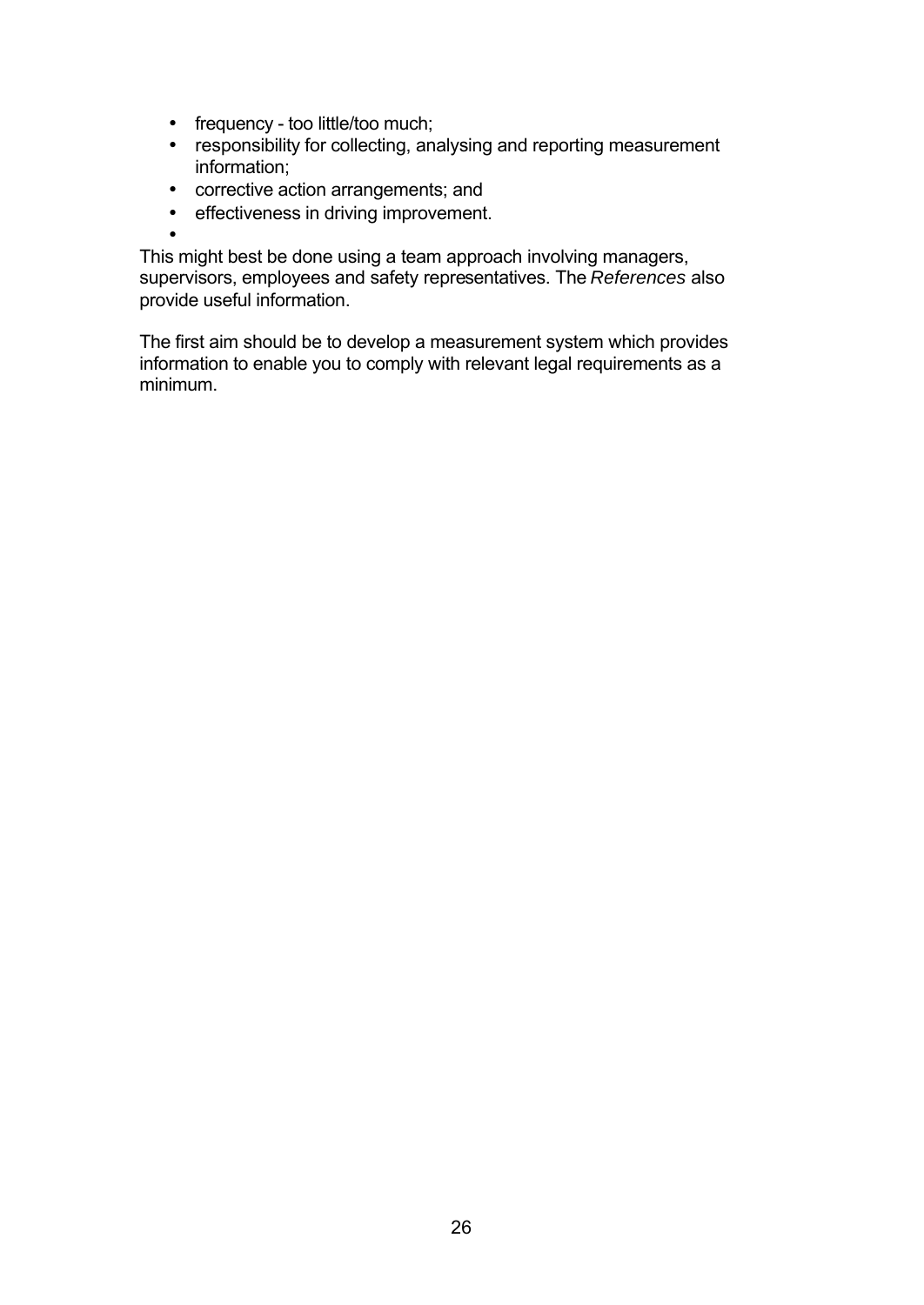- frequency - too little/too much;
- responsibility for collecting, analysing and reporting measurement information;
- corrective action arrangements; and
- effectiveness in driving improvement.

This might best be done using a team approach involving managers, supervisors, employees and safety representatives. The *References* also provide useful information.

The first aim should be to develop a measurement system which provides information to enable you to comply with relevant legal requirements as a minimum.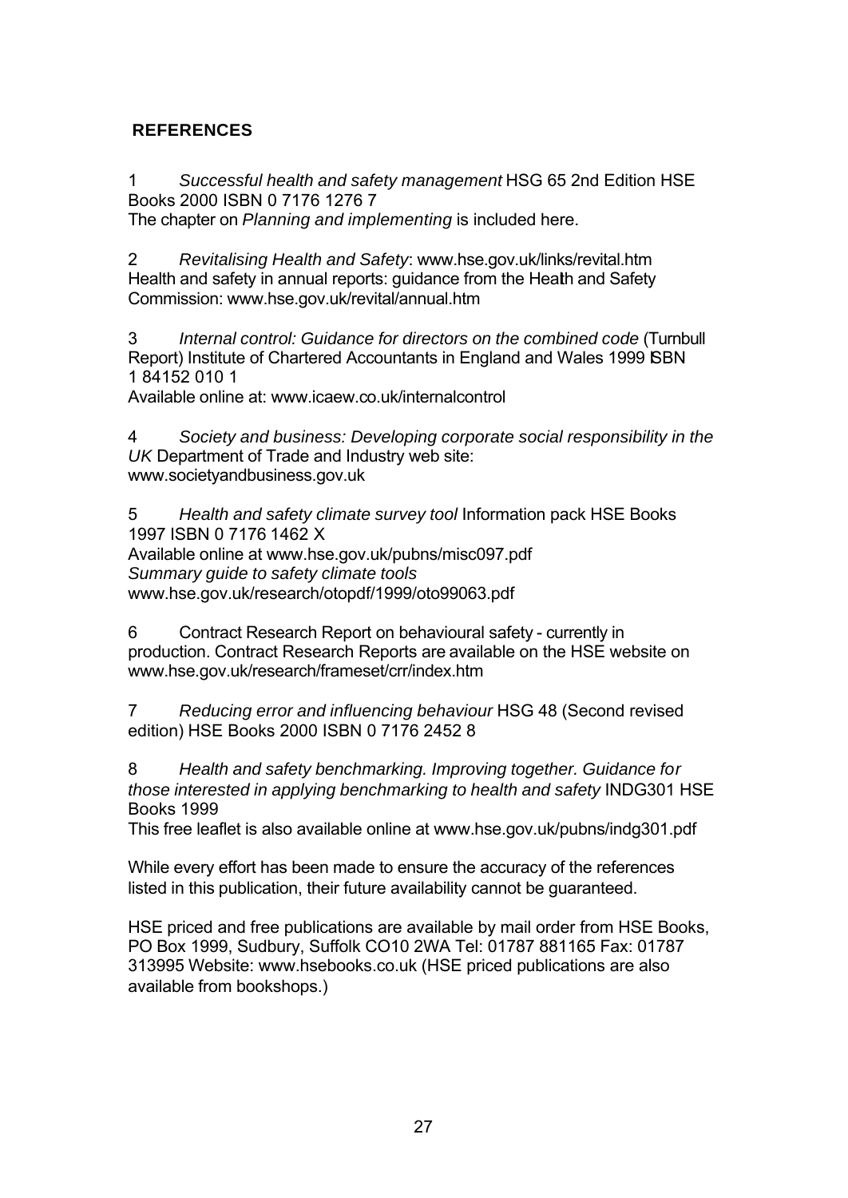## REFERENCES

1 *Successful health and safety management* HSG 65 2nd Edition HSE Books 2000 ISBN 0 7176 1276 7
The chapter on *Planning and implementing* is included here.

2 *Revitalising Health and Safety*: www.hse.gov.uk/links/revital.htm
Health and safety in annual reports: guidance from the Health and Safety Commission: www.hse.gov.uk/revital/annual.htm

3 *Internal control: Guidance for directors on the combined code* (Turnbull Report) Institute of Chartered Accountants in England and Wales 1999 ISBN 1 84152 010 1
Available online at: www.icaew.co.uk/internalcontrol

4 *Society and business: Developing corporate social responsibility in the UK* Department of Trade and Industry web site: www.societyandbusiness.gov.uk

5 *Health and safety climate survey tool* Information pack HSE Books 1997 ISBN 0 7176 1462 X
Available online at www.hse.gov.uk/pubns/misc097.pdf
*Summary guide to safety climate tools*
www.hse.gov.uk/research/otopdf/1999/oto99063.pdf

6 Contract Research Report on behavioural safety - currently in production. Contract Research Reports are available on the HSE website on www.hse.gov.uk/research/frameset/crr/index.htm

7 *Reducing error and influencing behaviour* HSG 48 (Second revised edition) HSE Books 2000 ISBN 0 7176 2452 8

8 *Health and safety benchmarking. Improving together. Guidance for those interested in applying benchmarking to health and safety* INDG301 HSE Books 1999
This free leaflet is also available online at www.hse.gov.uk/pubns/indg301.pdf

While every effort has been made to ensure the accuracy of the references listed in this publication, their future availability cannot be guaranteed.

HSE priced and free publications are available by mail order from HSE Books, PO Box 1999, Sudbury, Suffolk CO10 2WA Tel: 01787 881165 Fax: 01787 313995 Website: www.hsebooks.co.uk (HSE priced publications are also available from bookshops.)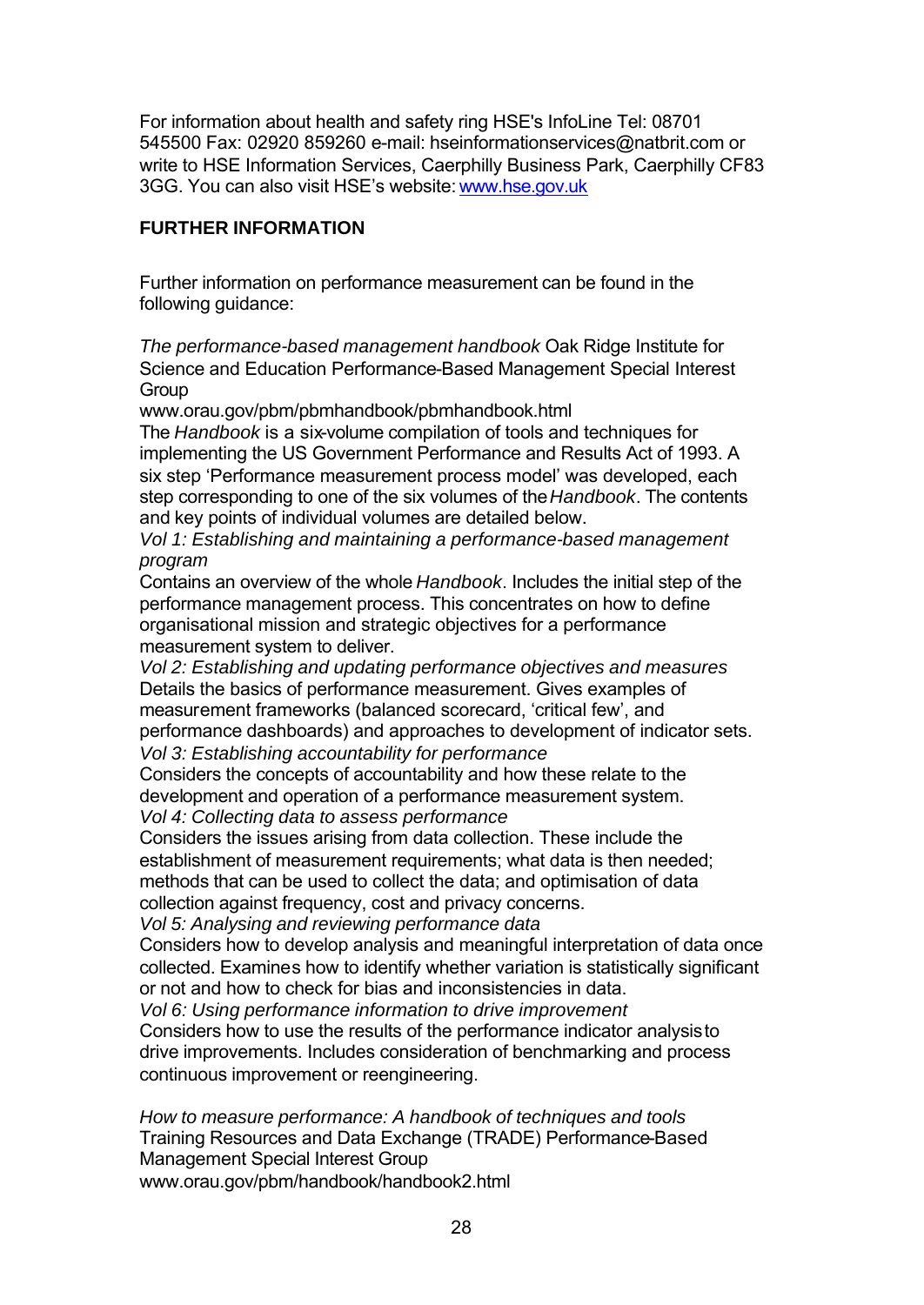For information about health and safety ring HSE's InfoLine Tel: 08701 545500 Fax: 02920 859260 e-mail: hseinformationservices@natbrit.com or write to HSE Information Services, Caerphilly Business Park, Caerphilly CF83 3GG. You can also visit HSE's website: [www.hse.gov.uk](http://www.hse.gov.uk)

## FURTHER INFORMATION

Further information on performance measurement can be found in the following guidance:

*The performance-based management handbook* Oak Ridge Institute for Science and Education Performance-Based Management Special Interest Group
www.orau.gov/pbm/pbmhandbook/pbmhandbook.html
The *Handbook* is a six-volume compilation of tools and techniques for implementing the US Government Performance and Results Act of 1993. A six step 'Performance measurement process model' was developed, each step corresponding to one of the six volumes of the *Handbook*. The contents and key points of individual volumes are detailed below.
*Vol 1: Establishing and maintaining a performance-based management program*
Contains an overview of the whole *Handbook*. Includes the initial step of the performance management process. This concentrates on how to define organisational mission and strategic objectives for a performance measurement system to deliver.
*Vol 2: Establishing and updating performance objectives and measures*
Details the basics of performance measurement. Gives examples of measurement frameworks (balanced scorecard, 'critical few', and performance dashboards) and approaches to development of indicator sets.
*Vol 3: Establishing accountability for performance*
Considers the concepts of accountability and how these relate to the development and operation of a performance measurement system.
*Vol 4: Collecting data to assess performance*
Considers the issues arising from data collection. These include the establishment of measurement requirements; what data is then needed; methods that can be used to collect the data; and optimisation of data collection against frequency, cost and privacy concerns.
*Vol 5: Analysing and reviewing performance data*
Considers how to develop analysis and meaningful interpretation of data once collected. Examines how to identify whether variation is statistically significant or not and how to check for bias and inconsistencies in data.
*Vol 6: Using performance information to drive improvement*
Considers how to use the results of the performance indicator analysis to drive improvements. Includes consideration of benchmarking and process continuous improvement or reengineering.

*How to measure performance: A handbook of techniques and tools* Training Resources and Data Exchange (TRADE) Performance-Based Management Special Interest Group
www.orau.gov/pbm/handbook/handbook2.html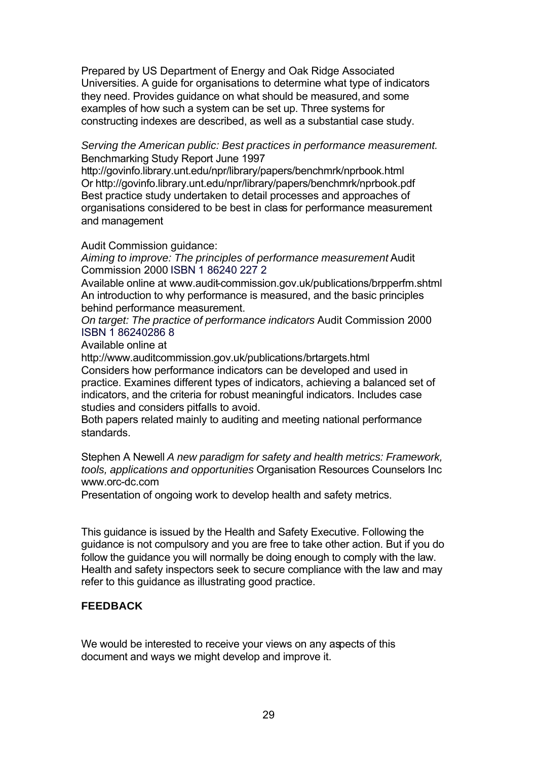Prepared by US Department of Energy and Oak Ridge Associated Universities. A guide for organisations to determine what type of indicators they need. Provides guidance on what should be measured, and some examples of how such a system can be set up. Three systems for constructing indexes are described, as well as a substantial case study.

*Serving the American public: Best practices in performance measurement.* Benchmarking Study Report June 1997
http://govinfo.library.unt.edu/npr/library/papers/benchmrk/nprbook.html
Or http://govinfo.library.unt.edu/npr/library/papers/benchmrk/nprbook.pdf
Best practice study undertaken to detail processes and approaches of organisations considered to be best in class for performance measurement and management

Audit Commission guidance:
*Aiming to improve: The principles of performance measurement* Audit Commission 2000 ISBN 1 86240 227 2
Available online at www.audit-commission.gov.uk/publications/brpperfm.shtml
An introduction to why performance is measured, and the basic principles behind performance measurement.
*On target: The practice of performance indicators* Audit Commission 2000 ISBN 1 86240286 8
Available online at
http://www.auditcommission.gov.uk/publications/brtargets.html
Considers how performance indicators can be developed and used in practice. Examines different types of indicators, achieving a balanced set of indicators, and the criteria for robust meaningful indicators. Includes case studies and considers pitfalls to avoid.
Both papers related mainly to auditing and meeting national performance standards.

Stephen A Newell *A new paradigm for safety and health metrics: Framework, tools, applications and opportunities* Organisation Resources Counselors Inc www.orc-dc.com
Presentation of ongoing work to develop health and safety metrics.

This guidance is issued by the Health and Safety Executive. Following the guidance is not compulsory and you are free to take other action. But if you do follow the guidance you will normally be doing enough to comply with the law. Health and safety inspectors seek to secure compliance with the law and may refer to this guidance as illustrating good practice.

**FEEDBACK**

We would be interested to receive your views on any aspects of this document and ways we might develop and improve it.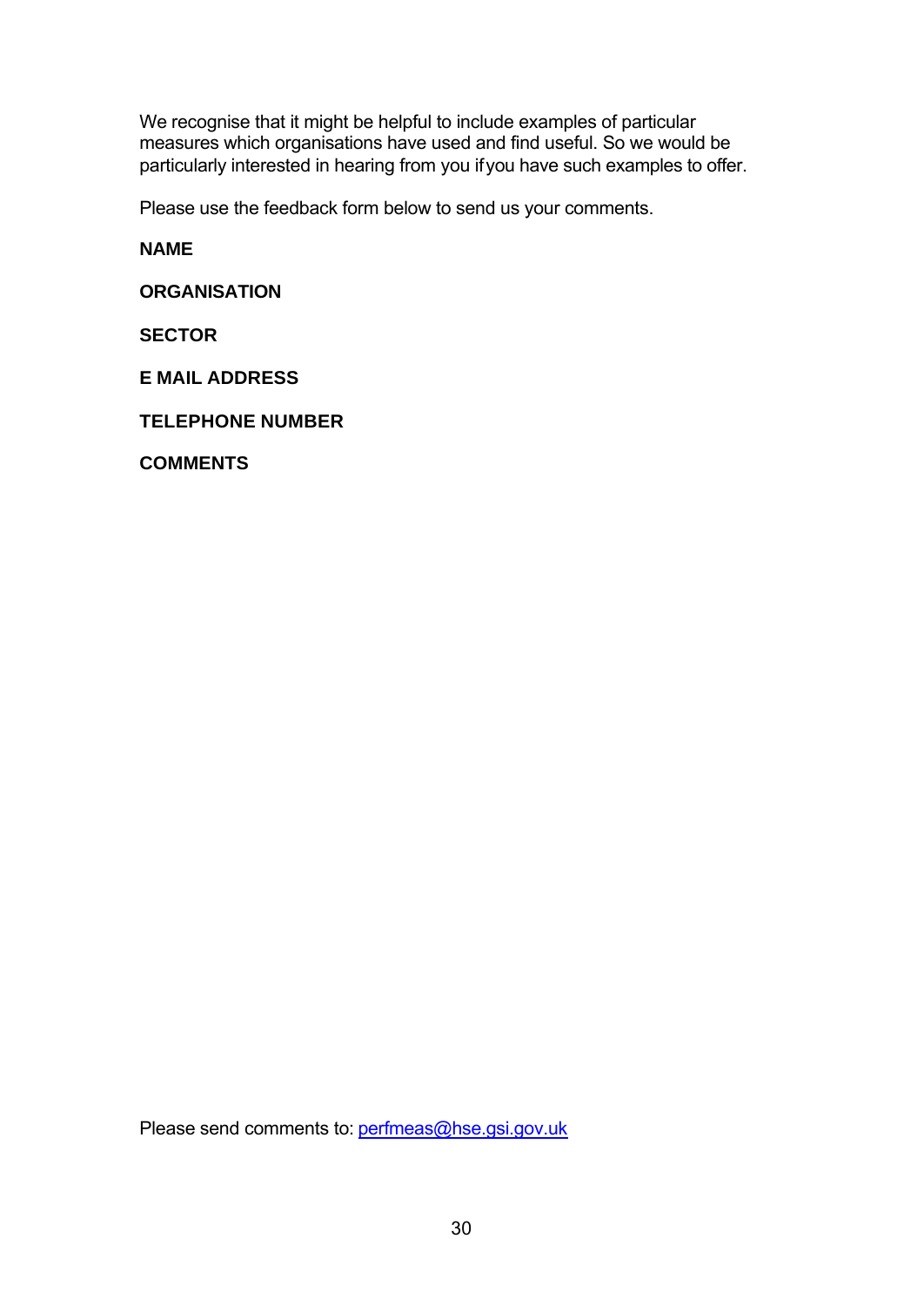We recognise that it might be helpful to include examples of particular measures which organisations have used and find useful. So we would be particularly interested in hearing from you if you have such examples to offer.

Please use the feedback form below to send us your comments.

**NAME**

**ORGANISATION**

**SECTOR**

**E MAIL ADDRESS**

**TELEPHONE NUMBER**

**COMMENTS**

Please send comments to: perfmeas@hse.gsi.gov.uk